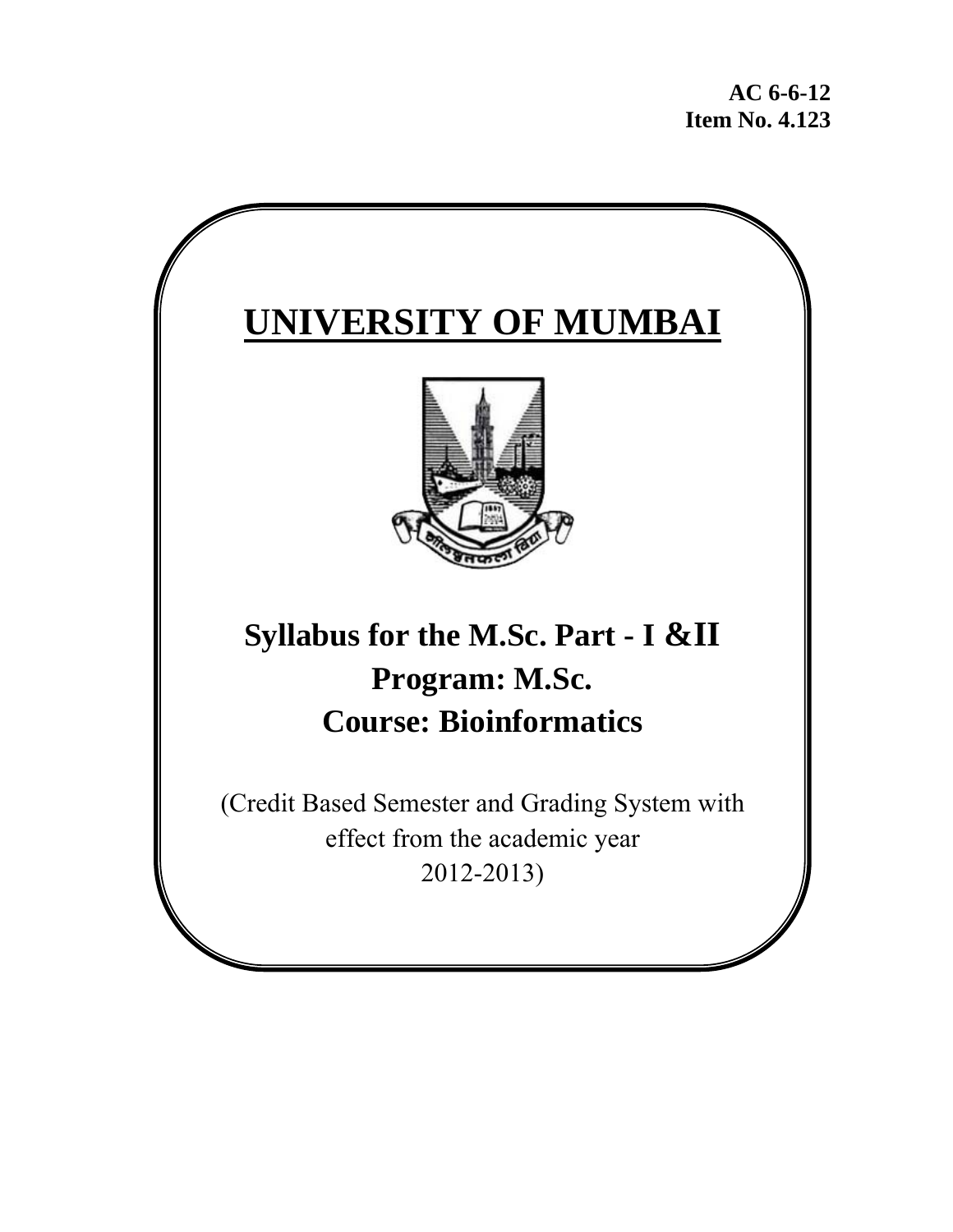**AC 6-6-12**
**Item No. 4.123**

# UNIVERSITY OF MUMBAI

## Syllabus for the M.Sc. Part - I &II
## Program: M.Sc.
## Course: Bioinformatics

(Credit Based Semester and Grading System with effect from the academic year 2012-2013)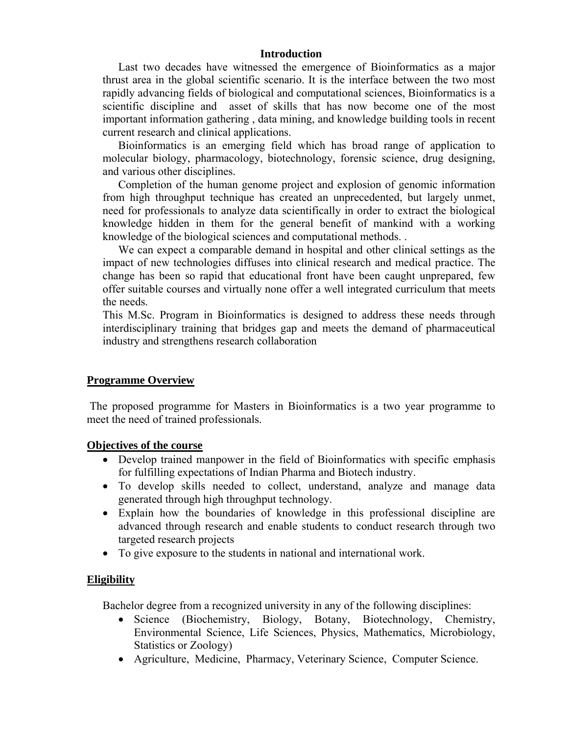## Introduction

Last two decades have witnessed the emergence of Bioinformatics as a major thrust area in the global scientific scenario. It is the interface between the two most rapidly advancing fields of biological and computational sciences, Bioinformatics is a scientific discipline and asset of skills that has now become one of the most important information gathering , data mining, and knowledge building tools in recent current research and clinical applications.

Bioinformatics is an emerging field which has broad range of application to molecular biology, pharmacology, biotechnology, forensic science, drug designing, and various other disciplines.

Completion of the human genome project and explosion of genomic information from high throughput technique has created an unprecedented, but largely unmet, need for professionals to analyze data scientifically in order to extract the biological knowledge hidden in them for the general benefit of mankind with a working knowledge of the biological sciences and computational methods. .

We can expect a comparable demand in hospital and other clinical settings as the impact of new technologies diffuses into clinical research and medical practice. The change has been so rapid that educational front have been caught unprepared, few offer suitable courses and virtually none offer a well integrated curriculum that meets the needs.

This M.Sc. Program in Bioinformatics is designed to address these needs through interdisciplinary training that bridges gap and meets the demand of pharmaceutical industry and strengthens research collaboration

## Programme Overview

The proposed programme for Masters in Bioinformatics is a two year programme to meet the need of trained professionals.

## Objectives of the course

- Develop trained manpower in the field of Bioinformatics with specific emphasis for fulfilling expectations of Indian Pharma and Biotech industry.
- To develop skills needed to collect, understand, analyze and manage data generated through high throughput technology.
- Explain how the boundaries of knowledge in this professional discipline are advanced through research and enable students to conduct research through two targeted research projects
- To give exposure to the students in national and international work.

## Eligibility

Bachelor degree from a recognized university in any of the following disciplines:

- Science (Biochemistry, Biology, Botany, Biotechnology, Chemistry, Environmental Science, Life Sciences, Physics, Mathematics, Microbiology, Statistics or Zoology)
- Agriculture, Medicine, Pharmacy, Veterinary Science, Computer Science.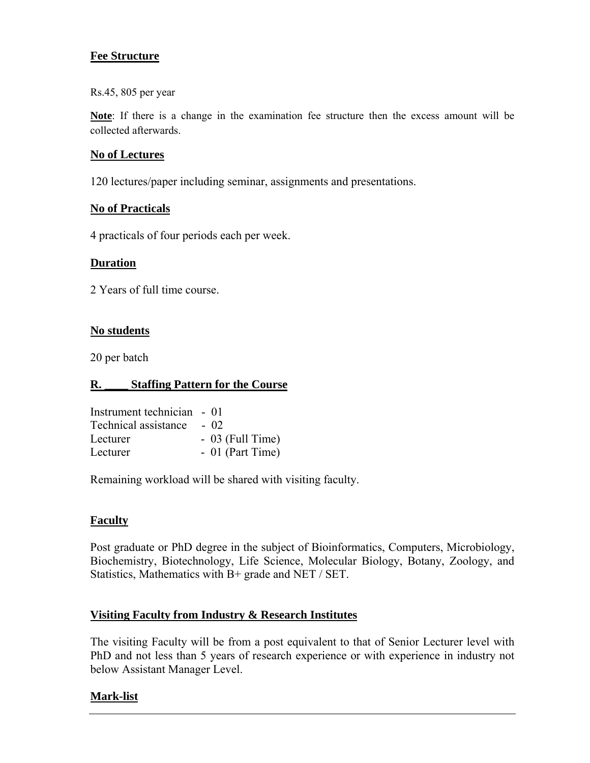**Fee Structure**

Rs.45, 805 per year

**Note**: If there is a change in the examination fee structure then the excess amount will be collected afterwards.

**No of Lectures**

120 lectures/paper including seminar, assignments and presentations.

**No of Practicals**

4 practicals of four periods each per week.

**Duration**

2 Years of full time course.

**No students**

20 per batch

**R. ____ Staffing Pattern for the Course**

Instrument technician - 01
Technical assistance - 02
Lecturer - 03 (Full Time)
Lecturer - 01 (Part Time)

Remaining workload will be shared with visiting faculty.

**Faculty**

Post graduate or PhD degree in the subject of Bioinformatics, Computers, Microbiology, Biochemistry, Biotechnology, Life Science, Molecular Biology, Botany, Zoology, and Statistics, Mathematics with B+ grade and NET / SET.

**Visiting Faculty from Industry & Research Institutes**

The visiting Faculty will be from a post equivalent to that of Senior Lecturer level with PhD and not less than 5 years of research experience or with experience in industry not below Assistant Manager Level.

**Mark-list**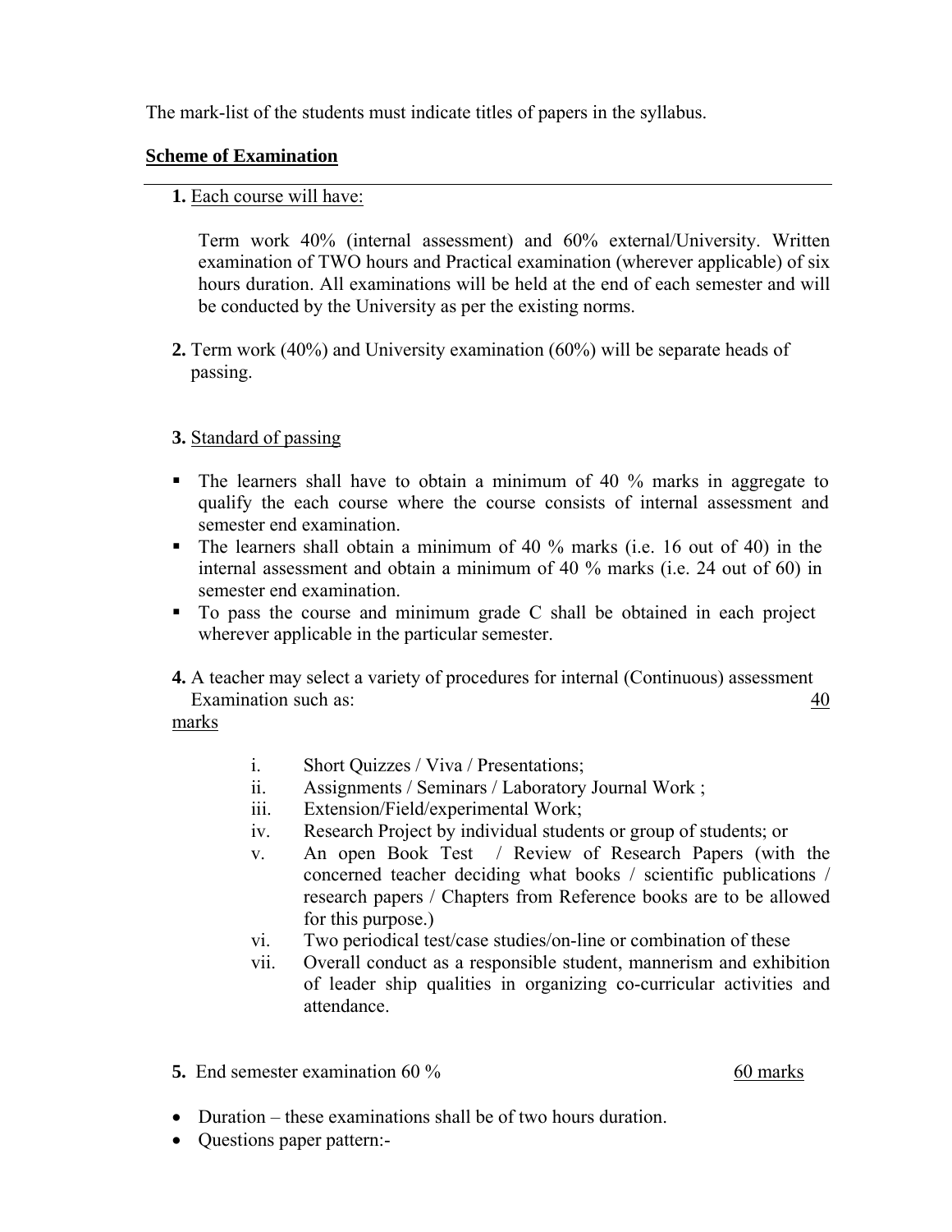The mark-list of the students must indicate titles of papers in the syllabus.

**Scheme of Examination**

---

**1.** Each course will have:

Term work 40% (internal assessment) and 60% external/University. Written examination of TWO hours and Practical examination (wherever applicable) of six hours duration. All examinations will be held at the end of each semester and will be conducted by the University as per the existing norms.

**2.** Term work (40%) and University examination (60%) will be separate heads of passing.

**3.** Standard of passing

- The learners shall have to obtain a minimum of 40 % marks in aggregate to qualify the each course where the course consists of internal assessment and semester end examination.
- The learners shall obtain a minimum of 40 % marks (i.e. 16 out of 40) in the internal assessment and obtain a minimum of 40 % marks (i.e. 24 out of 60) in semester end examination.
- To pass the course and minimum grade C shall be obtained in each project wherever applicable in the particular semester.

**4.** A teacher may select a variety of procedures for internal (Continuous) assessment Examination such as: 40 marks

i. Short Quizzes / Viva / Presentations;
ii. Assignments / Seminars / Laboratory Journal Work ;
iii. Extension/Field/experimental Work;
iv. Research Project by individual students or group of students; or
v. An open Book Test / Review of Research Papers (with the concerned teacher deciding what books / scientific publications / research papers / Chapters from Reference books are to be allowed for this purpose.)
vi. Two periodical test/case studies/on-line or combination of these
vii. Overall conduct as a responsible student, mannerism and exhibition of leader ship qualities in organizing co-curricular activities and attendance.

**5.** End semester examination 60 % 60 marks

- Duration – these examinations shall be of two hours duration.
- Questions paper pattern:-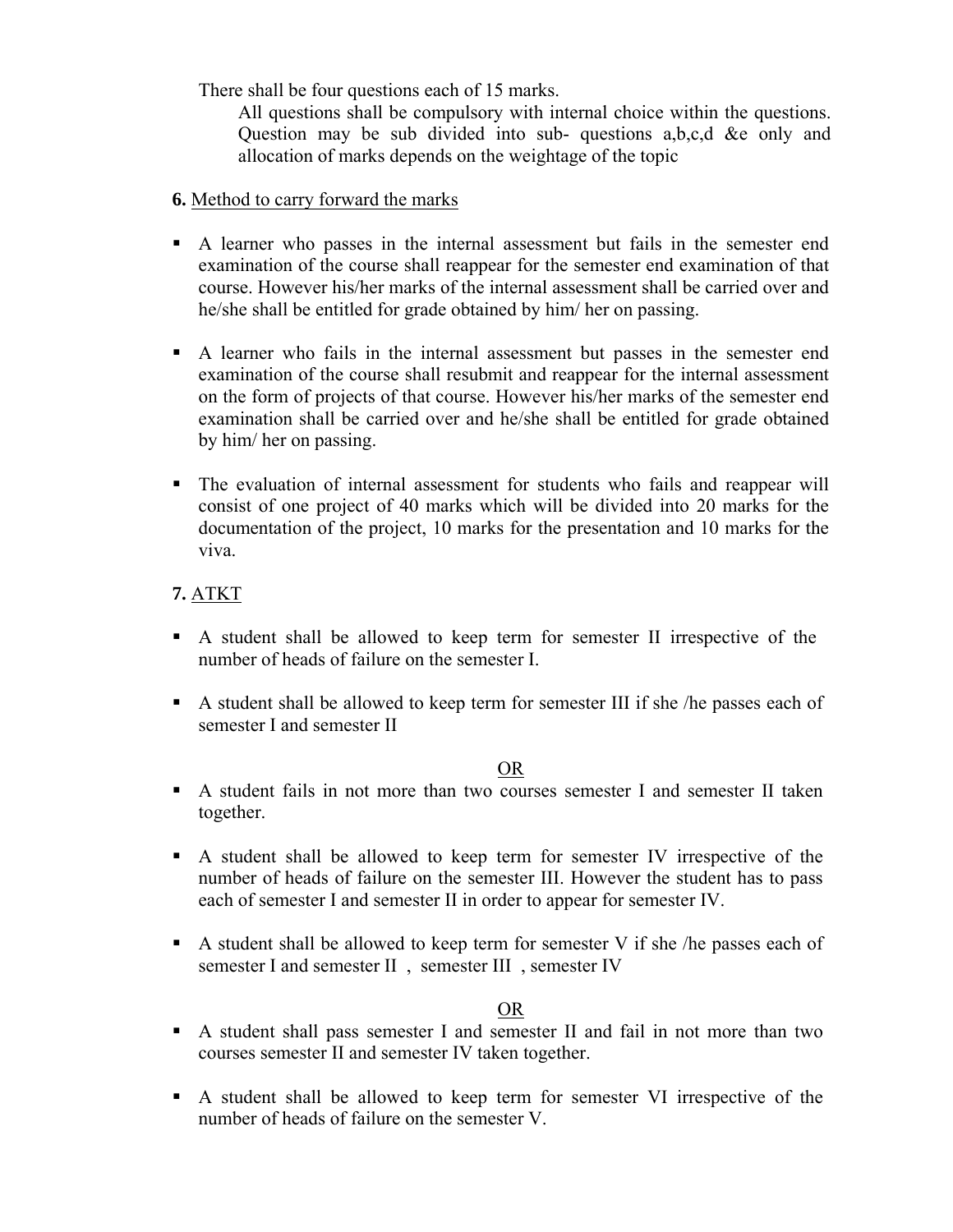There shall be four questions each of 15 marks.

All questions shall be compulsory with internal choice within the questions. Question may be sub divided into sub- questions a,b,c,d &e only and allocation of marks depends on the weightage of the topic

**6.** Method to carry forward the marks

- A learner who passes in the internal assessment but fails in the semester end examination of the course shall reappear for the semester end examination of that course. However his/her marks of the internal assessment shall be carried over and he/she shall be entitled for grade obtained by him/ her on passing.
- A learner who fails in the internal assessment but passes in the semester end examination of the course shall resubmit and reappear for the internal assessment on the form of projects of that course. However his/her marks of the semester end examination shall be carried over and he/she shall be entitled for grade obtained by him/ her on passing.
- The evaluation of internal assessment for students who fails and reappear will consist of one project of 40 marks which will be divided into 20 marks for the documentation of the project, 10 marks for the presentation and 10 marks for the viva.

**7.** ATKT

- A student shall be allowed to keep term for semester II irrespective of the number of heads of failure on the semester I.
- A student shall be allowed to keep term for semester III if she /he passes each of semester I and semester II

OR

- A student fails in not more than two courses semester I and semester II taken together.
- A student shall be allowed to keep term for semester IV irrespective of the number of heads of failure on the semester III. However the student has to pass each of semester I and semester II in order to appear for semester IV.
- A student shall be allowed to keep term for semester V if she /he passes each of semester I and semester II , semester III , semester IV

OR

- A student shall pass semester I and semester II and fail in not more than two courses semester II and semester IV taken together.
- A student shall be allowed to keep term for semester VI irrespective of the number of heads of failure on the semester V.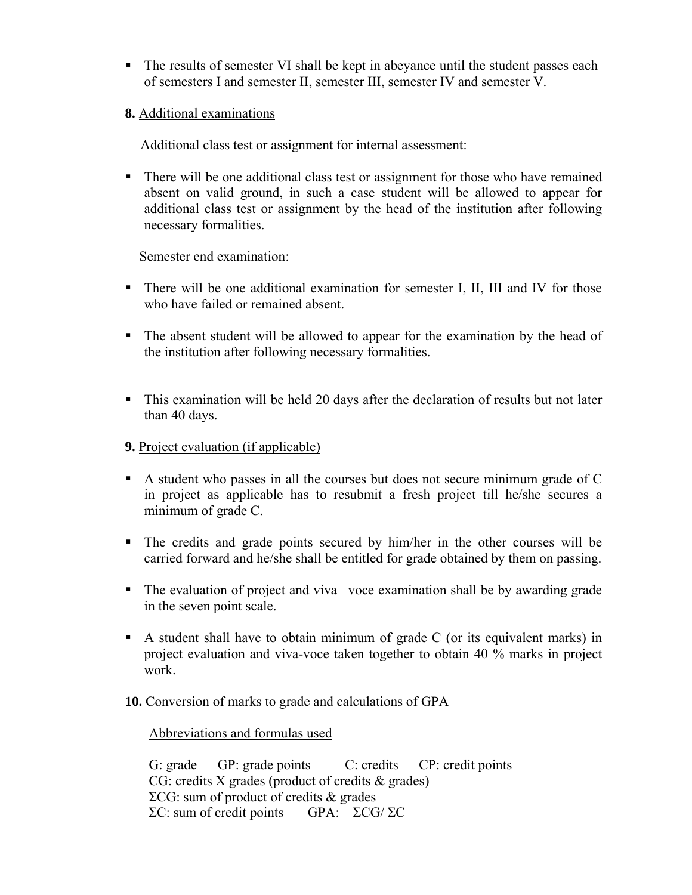- The results of semester VI shall be kept in abeyance until the student passes each of semesters I and semester II, semester III, semester IV and semester V.

**8.** Additional examinations

Additional class test or assignment for internal assessment:

- There will be one additional class test or assignment for those who have remained absent on valid ground, in such a case student will be allowed to appear for additional class test or assignment by the head of the institution after following necessary formalities.

Semester end examination:

- There will be one additional examination for semester I, II, III and IV for those who have failed or remained absent.
- The absent student will be allowed to appear for the examination by the head of the institution after following necessary formalities.
- This examination will be held 20 days after the declaration of results but not later than 40 days.

**9.** Project evaluation (if applicable)

- A student who passes in all the courses but does not secure minimum grade of C in project as applicable has to resubmit a fresh project till he/she secures a minimum of grade C.
- The credits and grade points secured by him/her in the other courses will be carried forward and he/she shall be entitled for grade obtained by them on passing.
- The evaluation of project and viva –voce examination shall be by awarding grade in the seven point scale.
- A student shall have to obtain minimum of grade C (or its equivalent marks) in project evaluation and viva-voce taken together to obtain 40 % marks in project work.

**10.** Conversion of marks to grade and calculations of GPA

Abbreviations and formulas used

G: grade GP: grade points C: credits CP: credit points
CG: credits X grades (product of credits & grades)
ΣCG: sum of product of credits & grades
ΣC: sum of credit points GPA: $\Sigma CG / \Sigma C$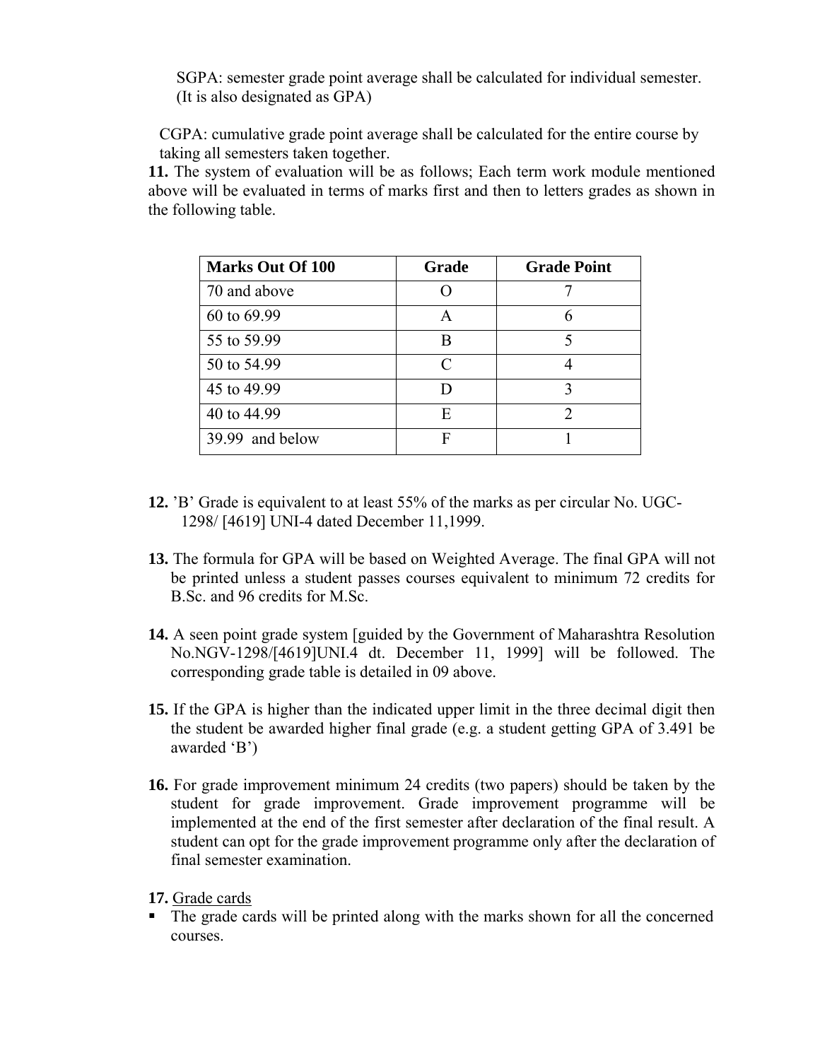SGPA: semester grade point average shall be calculated for individual semester. (It is also designated as GPA)

CGPA: cumulative grade point average shall be calculated for the entire course by taking all semesters taken together.

**11.** The system of evaluation will be as follows; Each term work module mentioned above will be evaluated in terms of marks first and then to letters grades as shown in the following table.

| Marks Out Of 100 | Grade | Grade Point |
|---|---|---|
| 70 and above | O | 7 |
| 60 to 69.99 | A | 6 |
| 55 to 59.99 | B | 5 |
| 50 to 54.99 | C | 4 |
| 45 to 49.99 | D | 3 |
| 40 to 44.99 | E | 2 |
| 39.99 and below | F | 1 |

**12.** 'B' Grade is equivalent to at least 55% of the marks as per circular No. UGC-1298/ [4619] UNI-4 dated December 11,1999.

**13.** The formula for GPA will be based on Weighted Average. The final GPA will not be printed unless a student passes courses equivalent to minimum 72 credits for B.Sc. and 96 credits for M.Sc.

**14.** A seen point grade system [guided by the Government of Maharashtra Resolution No.NGV-1298/[4619]UNI.4 dt. December 11, 1999] will be followed. The corresponding grade table is detailed in 09 above.

**15.** If the GPA is higher than the indicated upper limit in the three decimal digit then the student be awarded higher final grade (e.g. a student getting GPA of 3.491 be awarded 'B')

**16.** For grade improvement minimum 24 credits (two papers) should be taken by the student for grade improvement. Grade improvement programme will be implemented at the end of the first semester after declaration of the final result. A student can opt for the grade improvement programme only after the declaration of final semester examination.

**17.** Grade cards

- The grade cards will be printed along with the marks shown for all the concerned courses.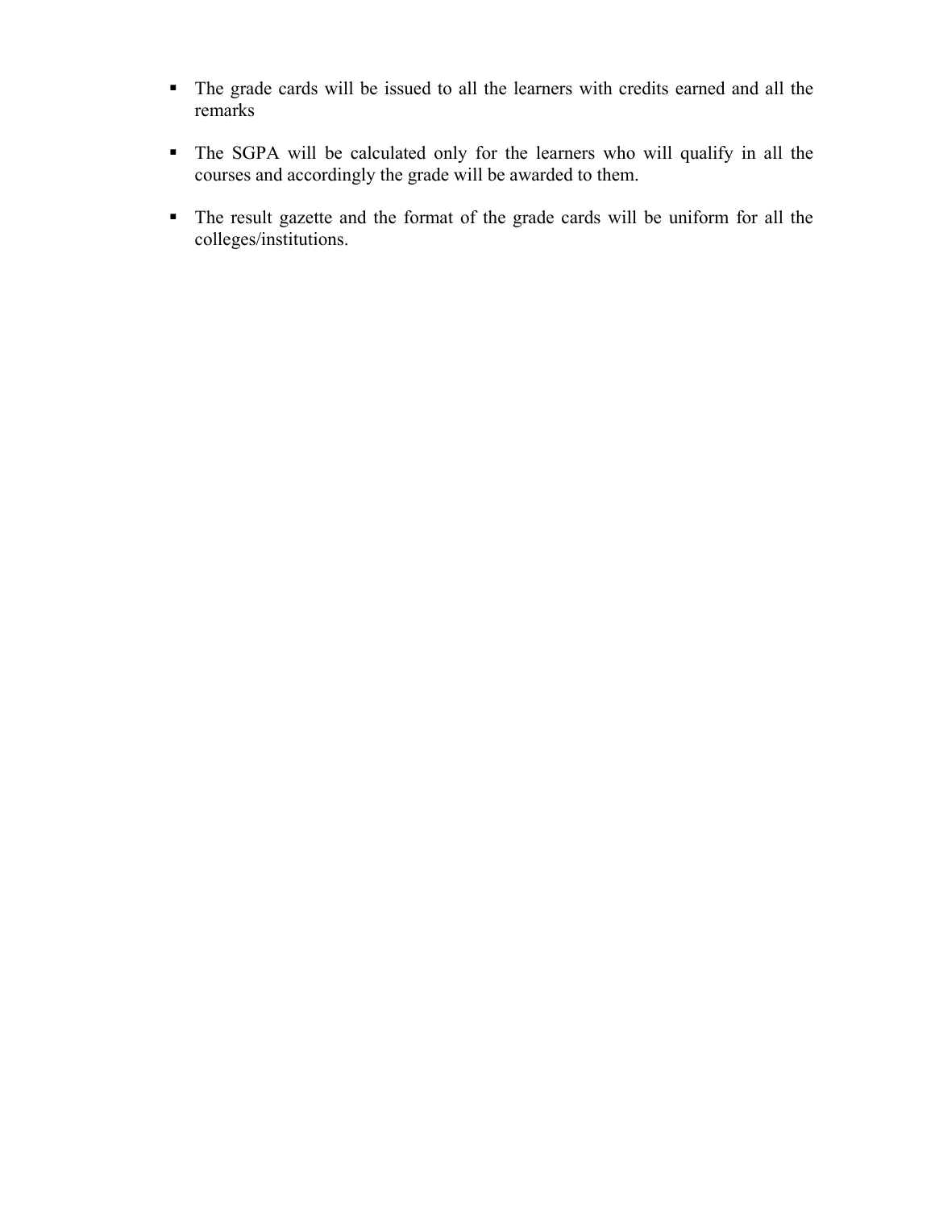- The grade cards will be issued to all the learners with credits earned and all the remarks

- The SGPA will be calculated only for the learners who will qualify in all the courses and accordingly the grade will be awarded to them.

- The result gazette and the format of the grade cards will be uniform for all the colleges/institutions.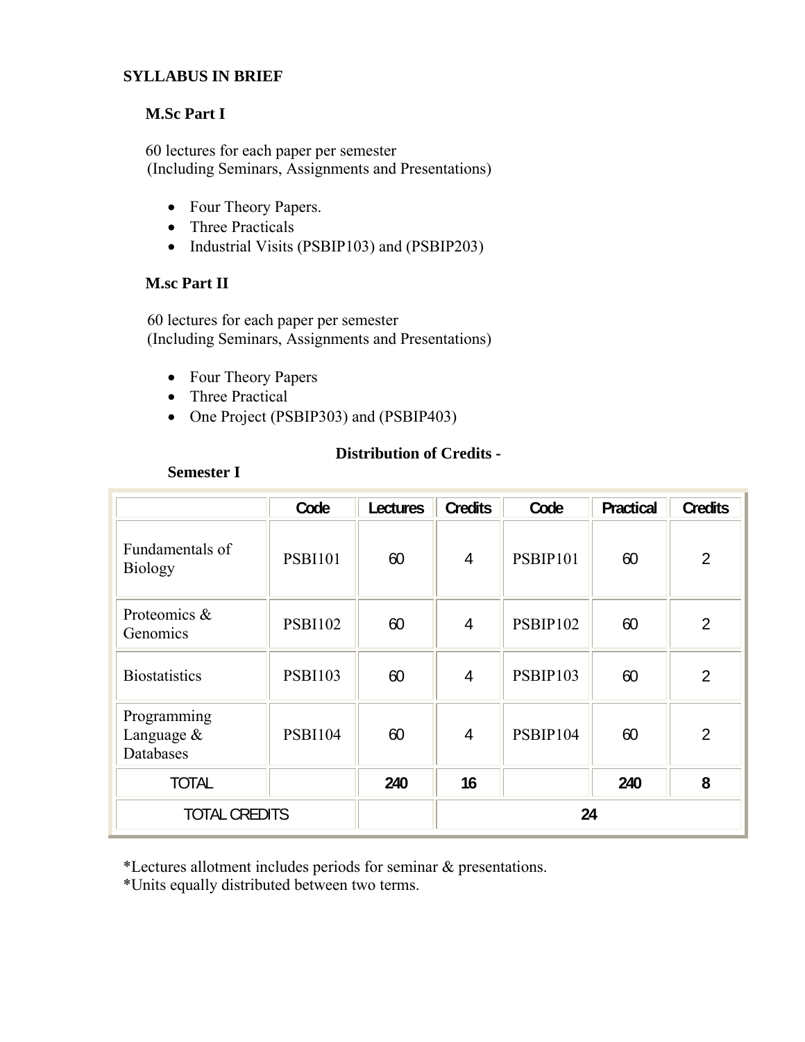**SYLLABUS IN BRIEF**

**M.Sc Part I**

60 lectures for each paper per semester
(Including Seminars, Assignments and Presentations)

- Four Theory Papers.
- Three Practicals
- Industrial Visits (PSBIP103) and (PSBIP203)

**M.sc Part II**

60 lectures for each paper per semester
(Including Seminars, Assignments and Presentations)

- Four Theory Papers
- Three Practical
- One Project (PSBIP303) and (PSBIP403)

**Distribution of Credits -**

**Semester I**

| | Code | Lectures | Credits | Code | Practical | Credits |
|---|---|---|---|---|---|---|
| Fundamentals of Biology | PSBI101 | 60 | 4 | PSBIP101 | 60 | 2 |
| Proteomics & Genomics | PSBI102 | 60 | 4 | PSBIP102 | 60 | 2 |
| Biostatistics | PSBI103 | 60 | 4 | PSBIP103 | 60 | 2 |
| Programming Language & Databases | PSBI104 | 60 | 4 | PSBIP104 | 60 | 2 |
| TOTAL | | **240** | **16** | | **240** | **8** |
| TOTAL CREDITS | | | **24** | | | |

*Lectures allotment includes periods for seminar & presentations.
*Units equally distributed between two terms.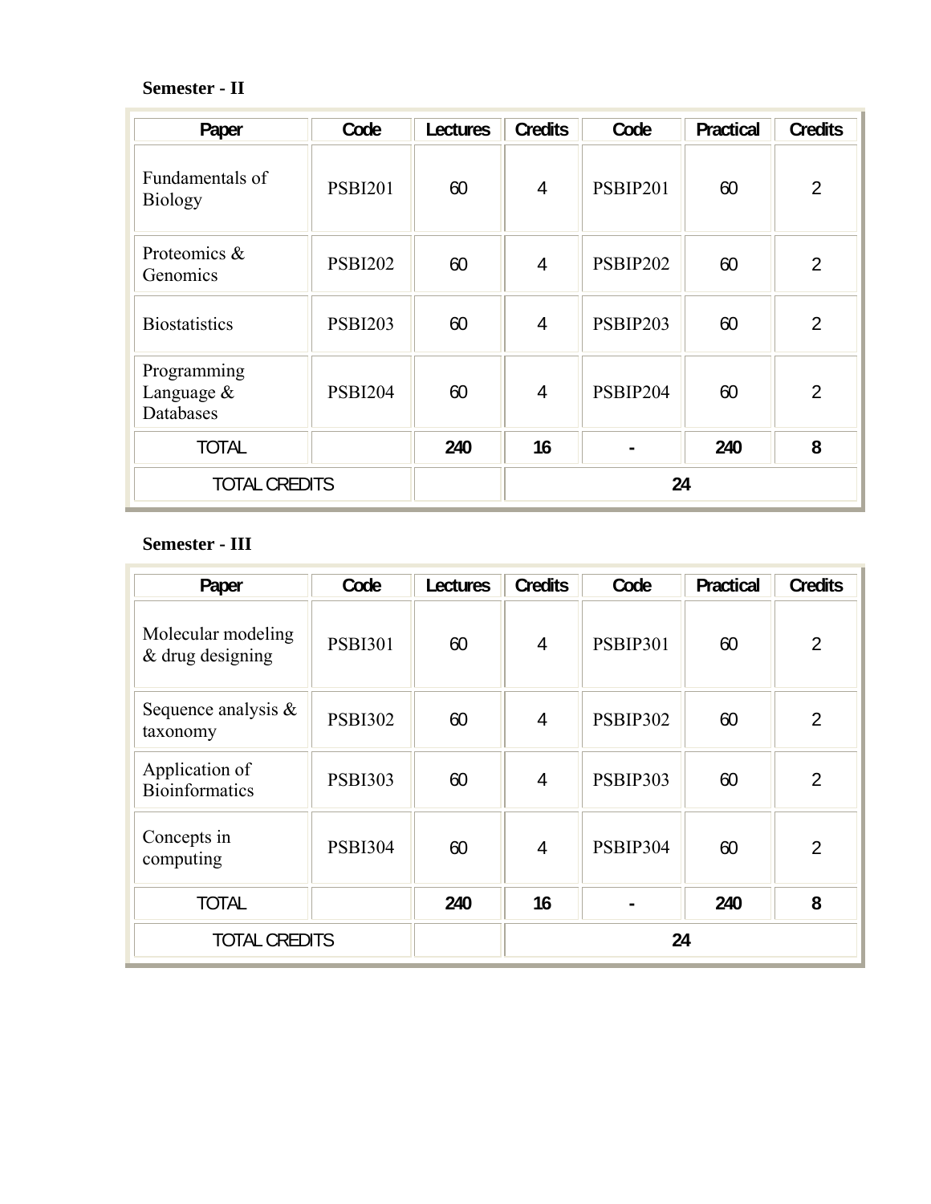**Semester - II**

| Paper | Code | Lectures | Credits | Code | Practical | Credits |
| --- | --- | --- | --- | --- | --- | --- |
| Fundamentals of Biology | PSBI201 | 60 | 4 | PSBIP201 | 60 | 2 |
| Proteomics & Genomics | PSBI202 | 60 | 4 | PSBIP202 | 60 | 2 |
| Biostatistics | PSBI203 | 60 | 4 | PSBIP203 | 60 | 2 |
| Programming Language & Databases | PSBI204 | 60 | 4 | PSBIP204 | 60 | 2 |
| TOTAL | | **240** | **16** | **-** | **240** | **8** |
| TOTAL CREDITS | | | **24** | | | |

**Semester - III**

| Paper | Code | Lectures | Credits | Code | Practical | Credits |
| --- | --- | --- | --- | --- | --- | --- |
| Molecular modeling & drug designing | PSBI301 | 60 | 4 | PSBIP301 | 60 | 2 |
| Sequence analysis & taxonomy | PSBI302 | 60 | 4 | PSBIP302 | 60 | 2 |
| Application of Bioinformatics | PSBI303 | 60 | 4 | PSBIP303 | 60 | 2 |
| Concepts in computing | PSBI304 | 60 | 4 | PSBIP304 | 60 | 2 |
| TOTAL | | **240** | **16** | **-** | **240** | **8** |
| TOTAL CREDITS | | | **24** | | | |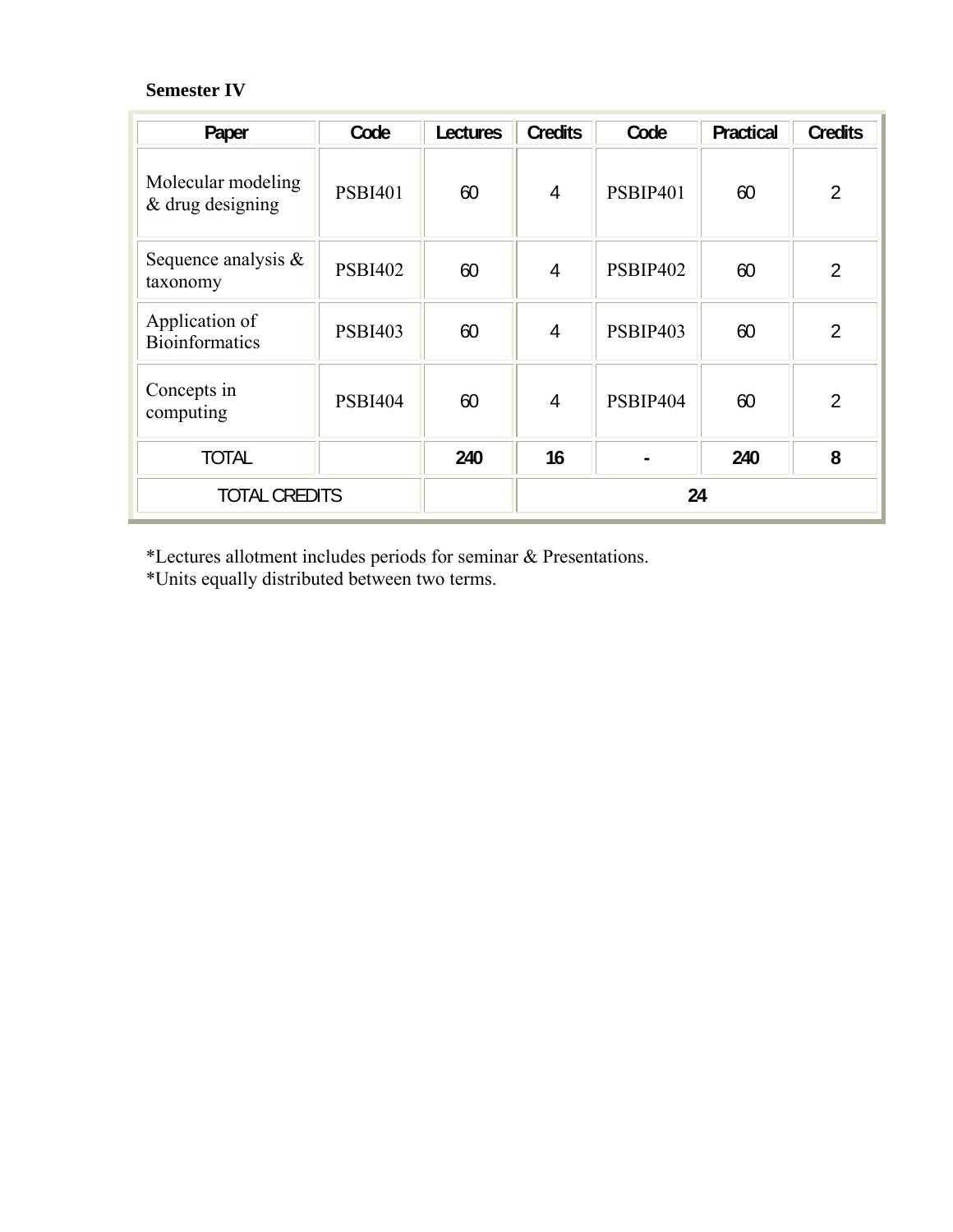**Semester IV**

| Paper | Code | Lectures | Credits | Code | Practical | Credits |
|---|---|---|---|---|---|---|
| Molecular modeling & drug designing | PSBI401 | 60 | 4 | PSBIP401 | 60 | 2 |
| Sequence analysis & taxonomy | PSBI402 | 60 | 4 | PSBIP402 | 60 | 2 |
| Application of Bioinformatics | PSBI403 | 60 | 4 | PSBIP403 | 60 | 2 |
| Concepts in computing | PSBI404 | 60 | 4 | PSBIP404 | 60 | 2 |
| TOTAL | | **240** | **16** | **-** | **240** | **8** |
| TOTAL CREDITS | | | **24** | | | |

*Lectures allotment includes periods for seminar & Presentations.
*Units equally distributed between two terms.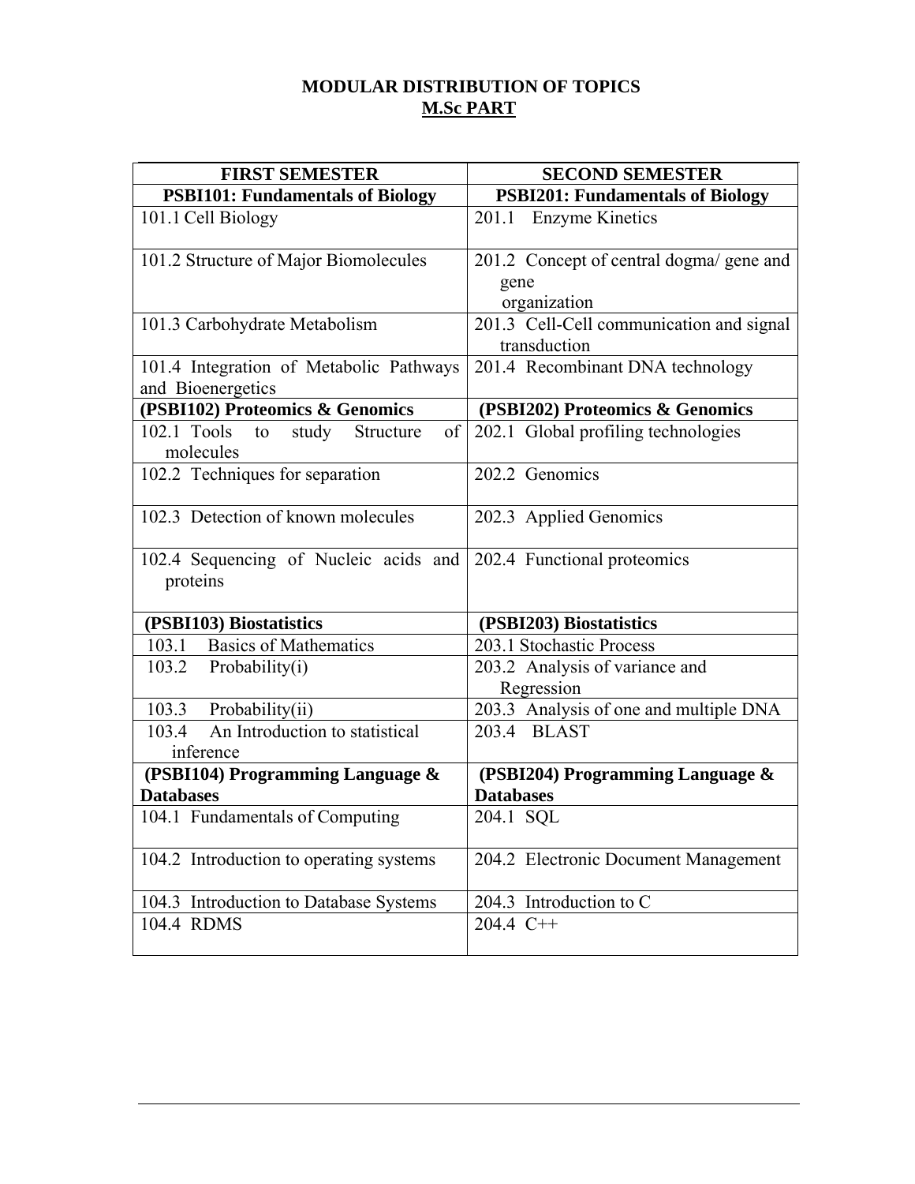# MODULAR DISTRIBUTION OF TOPICS

## M.Sc PART

| FIRST SEMESTER | SECOND SEMESTER |
|---|---|
| **PSBI101: Fundamentals of Biology** | **PSBI201: Fundamentals of Biology** |
| 101.1 Cell Biology | 201.1 Enzyme Kinetics |
| 101.2 Structure of Major Biomolecules | 201.2 Concept of central dogma/ gene and gene organization |
| 101.3 Carbohydrate Metabolism | 201.3 Cell-Cell communication and signal transduction |
| 101.4 Integration of Metabolic Pathways and Bioenergetics | 201.4 Recombinant DNA technology |
| **(PSBI102) Proteomics & Genomics** | **(PSBI202) Proteomics & Genomics** |
| 102.1 Tools to study Structure of molecules | 202.1 Global profiling technologies |
| 102.2 Techniques for separation | 202.2 Genomics |
| 102.3 Detection of known molecules | 202.3 Applied Genomics |
| 102.4 Sequencing of Nucleic acids and proteins | 202.4 Functional proteomics |
| **(PSBI103) Biostatistics** | **(PSBI203) Biostatistics** |
| 103.1 Basics of Mathematics | 203.1 Stochastic Process |
| 103.2 Probability(i) | 203.2 Analysis of variance and Regression |
| 103.3 Probability(ii) | 203.3 Analysis of one and multiple DNA |
| 103.4 An Introduction to statistical inference | 203.4 BLAST |
| **(PSBI104) Programming Language & Databases** | **(PSBI204) Programming Language & Databases** |
| 104.1 Fundamentals of Computing | 204.1 SQL |
| 104.2 Introduction to operating systems | 204.2 Electronic Document Management |
| 104.3 Introduction to Database Systems | 204.3 Introduction to C |
| 104.4 RDMS | 204.4 C++ |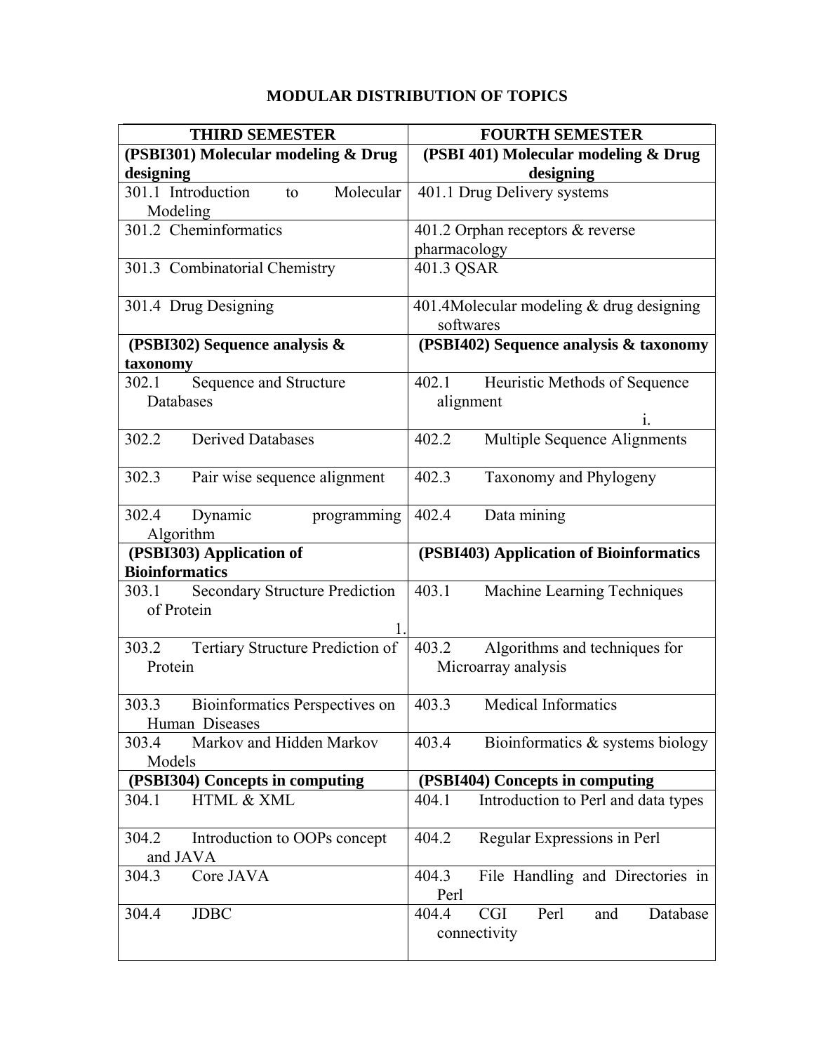# MODULAR DISTRIBUTION OF TOPICS

| THIRD SEMESTER | FOURTH SEMESTER |
|---|---|
| **(PSBI301) Molecular modeling & Drug designing** | **(PSBI 401) Molecular modeling & Drug designing** |
| 301.1 Introduction to Molecular Modeling | 401.1 Drug Delivery systems |
| 301.2 Cheminformatics | 401.2 Orphan receptors & reverse pharmacology |
| 301.3 Combinatorial Chemistry | 401.3 QSAR |
| 301.4 Drug Designing | 401.4Molecular modeling & drug designing softwares |
| **(PSBI302) Sequence analysis & taxonomy** | **(PSBI402) Sequence analysis & taxonomy** |
| 302.1 Sequence and Structure Databases | 402.1 Heuristic Methods of Sequence alignment i. |
| 302.2 Derived Databases | 402.2 Multiple Sequence Alignments |
| 302.3 Pair wise sequence alignment | 402.3 Taxonomy and Phylogeny |
| 302.4 Dynamic programming Algorithm | 402.4 Data mining |
| **(PSBI303) Application of Bioinformatics** | **(PSBI403) Application of Bioinformatics** |
| 303.1 Secondary Structure Prediction of Protein 1. | 403.1 Machine Learning Techniques |
| 303.2 Tertiary Structure Prediction of Protein | 403.2 Algorithms and techniques for Microarray analysis |
| 303.3 Bioinformatics Perspectives on Human Diseases | 403.3 Medical Informatics |
| 303.4 Markov and Hidden Markov Models | 403.4 Bioinformatics & systems biology |
| **(PSBI304) Concepts in computing** | **(PSBI404) Concepts in computing** |
| 304.1 HTML & XML | 404.1 Introduction to Perl and data types |
| 304.2 Introduction to OOPs concept and JAVA | 404.2 Regular Expressions in Perl |
| 304.3 Core JAVA | 404.3 File Handling and Directories in Perl |
| 304.4 JDBC | 404.4 CGI Perl and Database connectivity |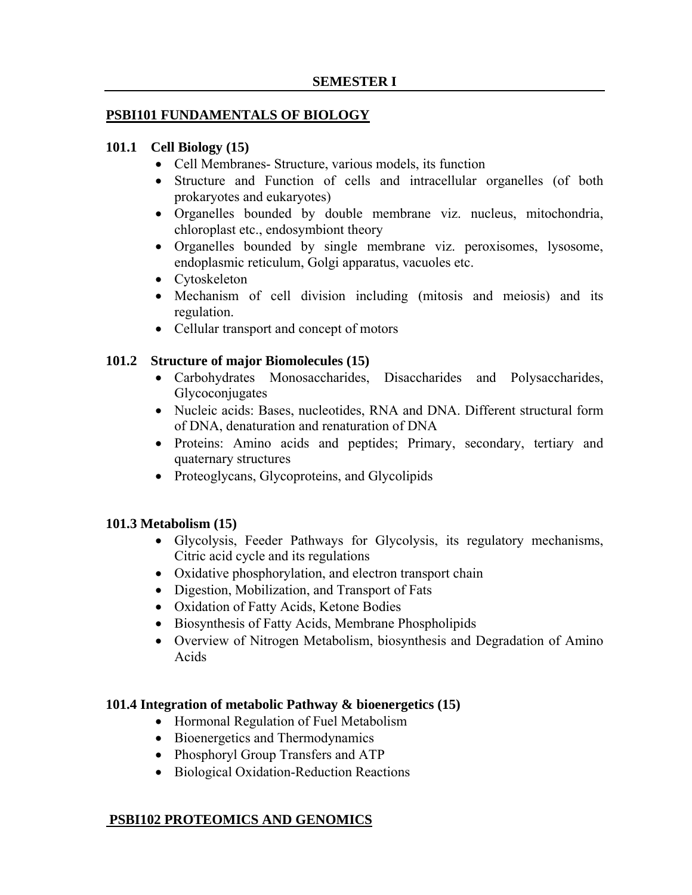## SEMESTER I

### PSBI101 FUNDAMENTALS OF BIOLOGY

**101.1 Cell Biology (15)**

- Cell Membranes- Structure, various models, its function
- Structure and Function of cells and intracellular organelles (of both prokaryotes and eukaryotes)
- Organelles bounded by double membrane viz. nucleus, mitochondria, chloroplast etc., endosymbiont theory
- Organelles bounded by single membrane viz. peroxisomes, lysosome, endoplasmic reticulum, Golgi apparatus, vacuoles etc.
- Cytoskeleton
- Mechanism of cell division including (mitosis and meiosis) and its regulation.
- Cellular transport and concept of motors

**101.2 Structure of major Biomolecules (15)**

- Carbohydrates Monosaccharides, Disaccharides and Polysaccharides, Glycoconjugates
- Nucleic acids: Bases, nucleotides, RNA and DNA. Different structural form of DNA, denaturation and renaturation of DNA
- Proteins: Amino acids and peptides; Primary, secondary, tertiary and quaternary structures
- Proteoglycans, Glycoproteins, and Glycolipids

**101.3 Metabolism (15)**

- Glycolysis, Feeder Pathways for Glycolysis, its regulatory mechanisms, Citric acid cycle and its regulations
- Oxidative phosphorylation, and electron transport chain
- Digestion, Mobilization, and Transport of Fats
- Oxidation of Fatty Acids, Ketone Bodies
- Biosynthesis of Fatty Acids, Membrane Phospholipids
- Overview of Nitrogen Metabolism, biosynthesis and Degradation of Amino Acids

**101.4 Integration of metabolic Pathway & bioenergetics (15)**

- Hormonal Regulation of Fuel Metabolism
- Bioenergetics and Thermodynamics
- Phosphoryl Group Transfers and ATP
- Biological Oxidation-Reduction Reactions

### PSBI102 PROTEOMICS AND GENOMICS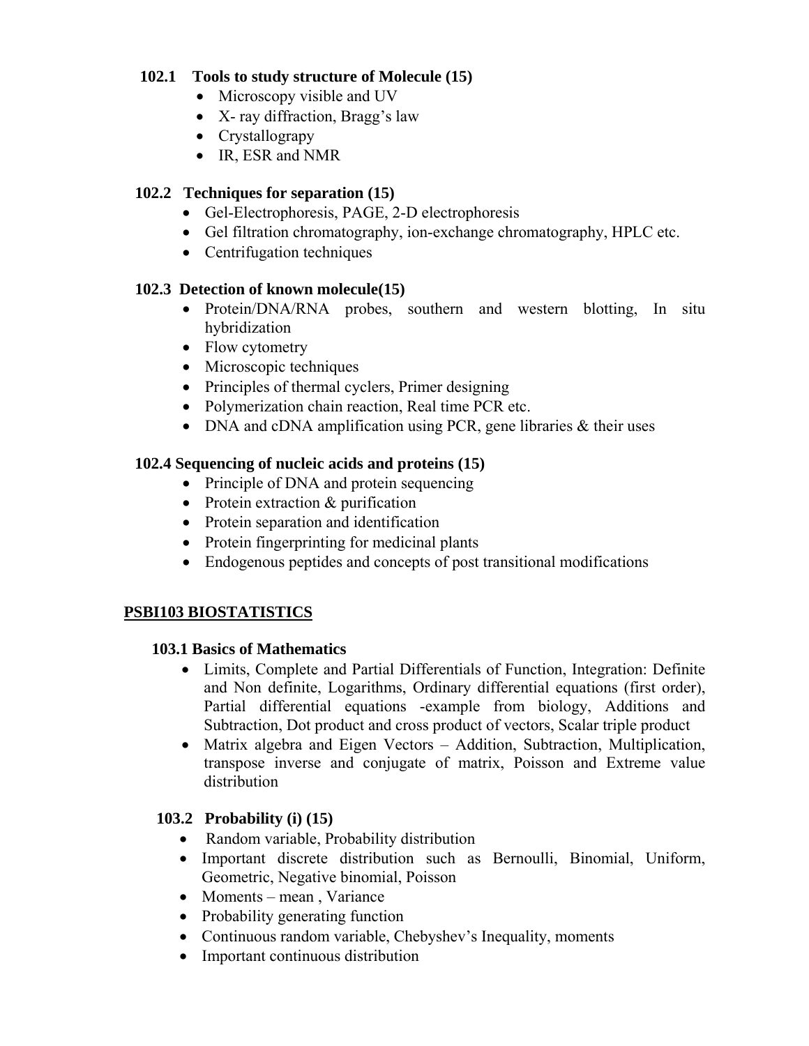### 102.1 Tools to study structure of Molecule (15)

- Microscopy visible and UV
- X- ray diffraction, Bragg's law
- Crystallograpy
- IR, ESR and NMR

### 102.2 Techniques for separation (15)

- Gel-Electrophoresis, PAGE, 2-D electrophoresis
- Gel filtration chromatography, ion-exchange chromatography, HPLC etc.
- Centrifugation techniques

### 102.3 Detection of known molecule(15)

- Protein/DNA/RNA probes, southern and western blotting, In situ hybridization
- Flow cytometry
- Microscopic techniques
- Principles of thermal cyclers, Primer designing
- Polymerization chain reaction, Real time PCR etc.
- DNA and cDNA amplification using PCR, gene libraries & their uses

### 102.4 Sequencing of nucleic acids and proteins (15)

- Principle of DNA and protein sequencing
- Protein extraction & purification
- Protein separation and identification
- Protein fingerprinting for medicinal plants
- Endogenous peptides and concepts of post transitional modifications

## PSBI103 BIOSTATISTICS

### 103.1 Basics of Mathematics

- Limits, Complete and Partial Differentials of Function, Integration: Definite and Non definite, Logarithms, Ordinary differential equations (first order), Partial differential equations -example from biology, Additions and Subtraction, Dot product and cross product of vectors, Scalar triple product
- Matrix algebra and Eigen Vectors – Addition, Subtraction, Multiplication, transpose inverse and conjugate of matrix, Poisson and Extreme value distribution

### 103.2 Probability (i) (15)

- Random variable, Probability distribution
- Important discrete distribution such as Bernoulli, Binomial, Uniform, Geometric, Negative binomial, Poisson
- Moments – mean , Variance
- Probability generating function
- Continuous random variable, Chebyshev's Inequality, moments
- Important continuous distribution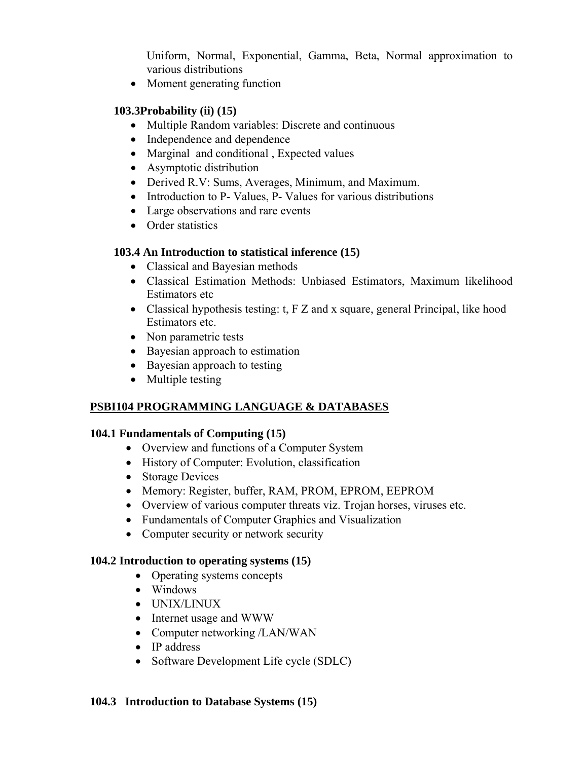Uniform, Normal, Exponential, Gamma, Beta, Normal approximation to various distributions

- Moment generating function

**103.3Probability (ii) (15)**

- Multiple Random variables: Discrete and continuous
- Independence and dependence
- Marginal and conditional , Expected values
- Asymptotic distribution
- Derived R.V: Sums, Averages, Minimum, and Maximum.
- Introduction to P- Values, P- Values for various distributions
- Large observations and rare events
- Order statistics

**103.4 An Introduction to statistical inference (15)**

- Classical and Bayesian methods
- Classical Estimation Methods: Unbiased Estimators, Maximum likelihood Estimators etc
- Classical hypothesis testing: t, F Z and x square, general Principal, like hood Estimators etc.
- Non parametric tests
- Bayesian approach to estimation
- Bayesian approach to testing
- Multiple testing

## PSBI104 PROGRAMMING LANGUAGE & DATABASES

**104.1 Fundamentals of Computing (15)**

- Overview and functions of a Computer System
- History of Computer: Evolution, classification
- Storage Devices
- Memory: Register, buffer, RAM, PROM, EPROM, EEPROM
- Overview of various computer threats viz. Trojan horses, viruses etc.
- Fundamentals of Computer Graphics and Visualization
- Computer security or network security

**104.2 Introduction to operating systems (15)**

- Operating systems concepts
- Windows
- UNIX/LINUX
- Internet usage and WWW
- Computer networking /LAN/WAN
- IP address
- Software Development Life cycle (SDLC)

**104.3 Introduction to Database Systems (15)**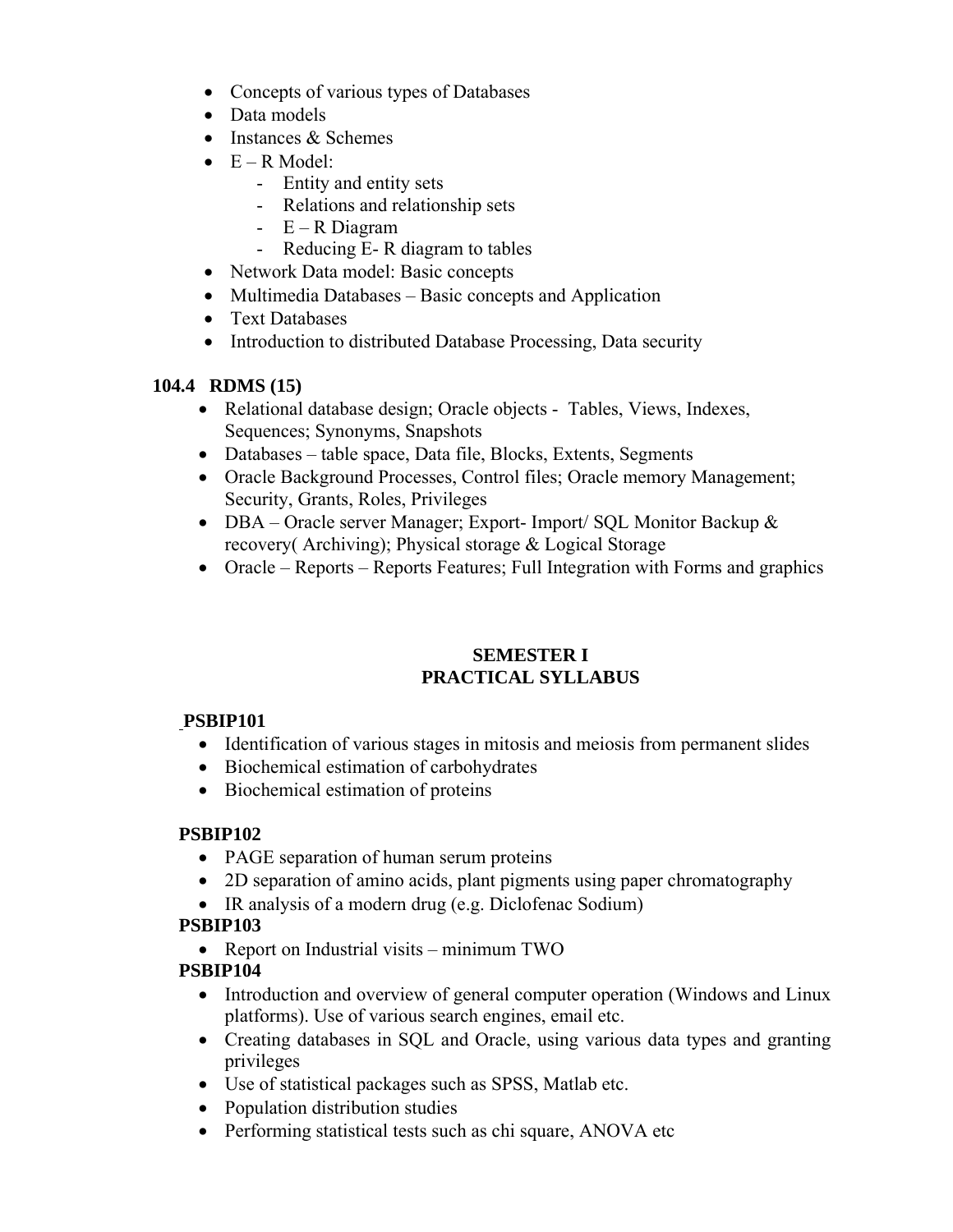- Concepts of various types of Databases
- Data models
- Instances & Schemes
- E – R Model:
    - Entity and entity sets
    - Relations and relationship sets
    - E – R Diagram
    - Reducing E- R diagram to tables
- Network Data model: Basic concepts
- Multimedia Databases – Basic concepts and Application
- Text Databases
- Introduction to distributed Database Processing, Data security

**104.4 RDMS (15)**

- Relational database design; Oracle objects - Tables, Views, Indexes, Sequences; Synonyms, Snapshots
- Databases – table space, Data file, Blocks, Extents, Segments
- Oracle Background Processes, Control files; Oracle memory Management; Security, Grants, Roles, Privileges
- DBA – Oracle server Manager; Export- Import/ SQL Monitor Backup & recovery( Archiving); Physical storage & Logical Storage
- Oracle – Reports – Reports Features; Full Integration with Forms and graphics

## SEMESTER I
## PRACTICAL SYLLABUS

**PSBIP101**

- Identification of various stages in mitosis and meiosis from permanent slides
- Biochemical estimation of carbohydrates
- Biochemical estimation of proteins

**PSBIP102**

- PAGE separation of human serum proteins
- 2D separation of amino acids, plant pigments using paper chromatography
- IR analysis of a modern drug (e.g. Diclofenac Sodium)

**PSBIP103**

- Report on Industrial visits – minimum TWO

**PSBIP104**

- Introduction and overview of general computer operation (Windows and Linux platforms). Use of various search engines, email etc.
- Creating databases in SQL and Oracle, using various data types and granting privileges
- Use of statistical packages such as SPSS, Matlab etc.
- Population distribution studies
- Performing statistical tests such as chi square, ANOVA etc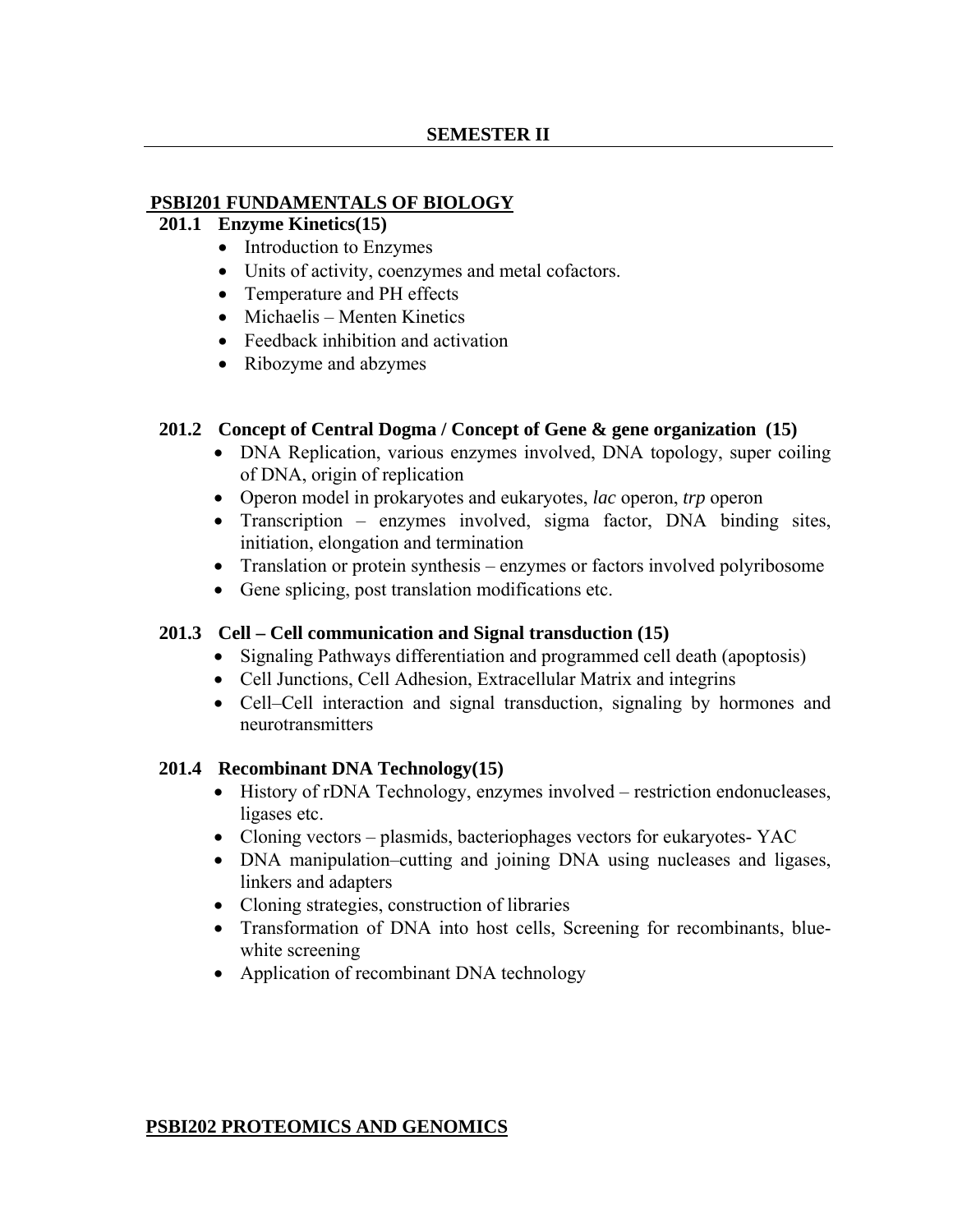## SEMESTER II

### PSBI201 FUNDAMENTALS OF BIOLOGY

**201.1 Enzyme Kinetics(15)**

- Introduction to Enzymes
- Units of activity, coenzymes and metal cofactors.
- Temperature and PH effects
- Michaelis – Menten Kinetics
- Feedback inhibition and activation
- Ribozyme and abzymes

**201.2 Concept of Central Dogma / Concept of Gene & gene organization (15)**

- DNA Replication, various enzymes involved, DNA topology, super coiling of DNA, origin of replication
- Operon model in prokaryotes and eukaryotes, *lac* operon, *trp* operon
- Transcription – enzymes involved, sigma factor, DNA binding sites, initiation, elongation and termination
- Translation or protein synthesis – enzymes or factors involved polyribosome
- Gene splicing, post translation modifications etc.

**201.3 Cell – Cell communication and Signal transduction (15)**

- Signaling Pathways differentiation and programmed cell death (apoptosis)
- Cell Junctions, Cell Adhesion, Extracellular Matrix and integrins
- Cell–Cell interaction and signal transduction, signaling by hormones and neurotransmitters

**201.4 Recombinant DNA Technology(15)**

- History of rDNA Technology, enzymes involved – restriction endonucleases, ligases etc.
- Cloning vectors – plasmids, bacteriophages vectors for eukaryotes- YAC
- DNA manipulation–cutting and joining DNA using nucleases and ligases, linkers and adapters
- Cloning strategies, construction of libraries
- Transformation of DNA into host cells, Screening for recombinants, blue-white screening
- Application of recombinant DNA technology

### PSBI202 PROTEOMICS AND GENOMICS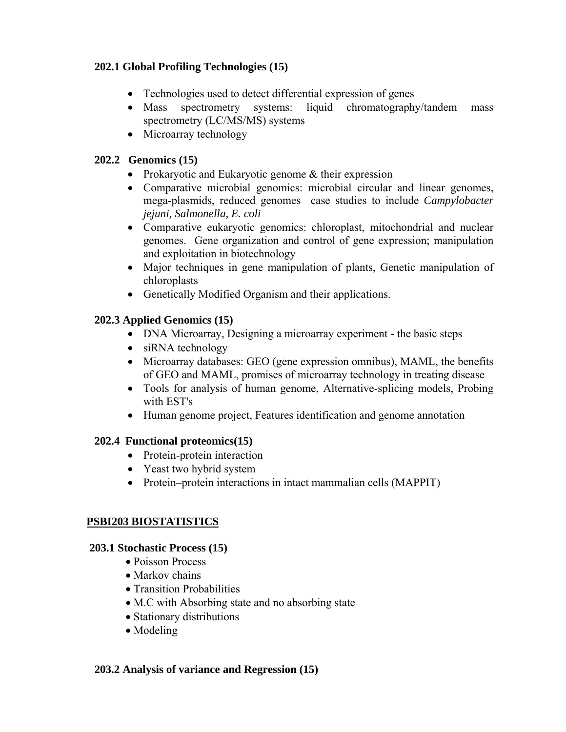### 202.1 Global Profiling Technologies (15)

- Technologies used to detect differential expression of genes
- Mass spectrometry systems: liquid chromatography/tandem mass spectrometry (LC/MS/MS) systems
- Microarray technology

### 202.2 Genomics (15)

- Prokaryotic and Eukaryotic genome & their expression
- Comparative microbial genomics: microbial circular and linear genomes, mega-plasmids, reduced genomes case studies to include *Campylobacter jejuni, Salmonella, E. coli*
- Comparative eukaryotic genomics: chloroplast, mitochondrial and nuclear genomes. Gene organization and control of gene expression; manipulation and exploitation in biotechnology
- Major techniques in gene manipulation of plants, Genetic manipulation of chloroplasts
- Genetically Modified Organism and their applications.

### 202.3 Applied Genomics (15)

- DNA Microarray, Designing a microarray experiment - the basic steps
- siRNA technology
- Microarray databases: GEO (gene expression omnibus), MAML, the benefits of GEO and MAML, promises of microarray technology in treating disease
- Tools for analysis of human genome, Alternative-splicing models, Probing with EST's
- Human genome project, Features identification and genome annotation

### 202.4 Functional proteomics(15)

- Protein-protein interaction
- Yeast two hybrid system
- Protein–protein interactions in intact mammalian cells (MAPPIT)

## PSBI203 BIOSTATISTICS

### 203.1 Stochastic Process (15)

- Poisson Process
- Markov chains
- Transition Probabilities
- M.C with Absorbing state and no absorbing state
- Stationary distributions
- Modeling

### 203.2 Analysis of variance and Regression (15)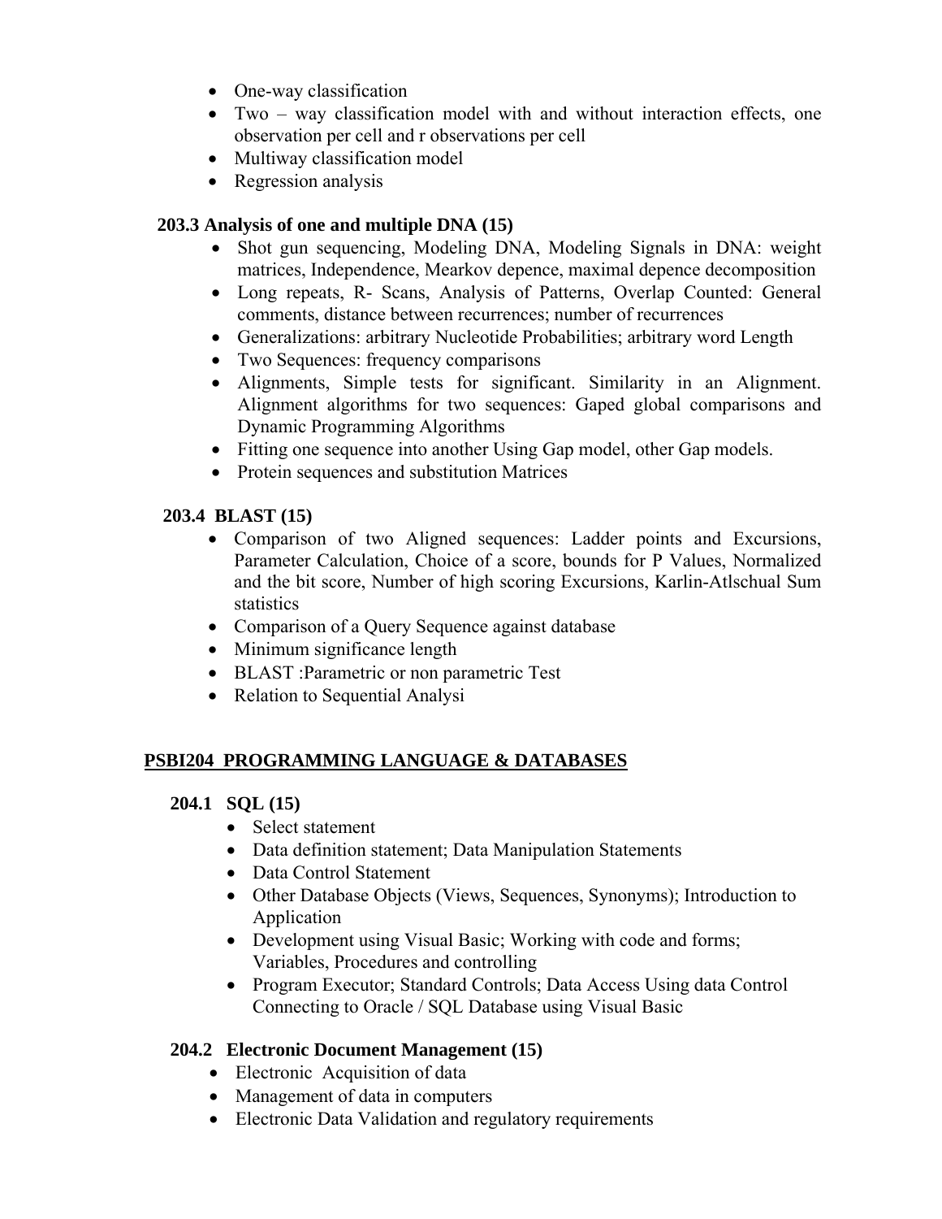- One-way classification
- Two – way classification model with and without interaction effects, one observation per cell and r observations per cell
- Multiway classification model
- Regression analysis

**203.3 Analysis of one and multiple DNA (15)**

- Shot gun sequencing, Modeling DNA, Modeling Signals in DNA: weight matrices, Independence, Mearkov depence, maximal depence decomposition
- Long repeats, R- Scans, Analysis of Patterns, Overlap Counted: General comments, distance between recurrences; number of recurrences
- Generalizations: arbitrary Nucleotide Probabilities; arbitrary word Length
- Two Sequences: frequency comparisons
- Alignments, Simple tests for significant. Similarity in an Alignment. Alignment algorithms for two sequences: Gaped global comparisons and Dynamic Programming Algorithms
- Fitting one sequence into another Using Gap model, other Gap models.
- Protein sequences and substitution Matrices

**203.4 BLAST (15)**

- Comparison of two Aligned sequences: Ladder points and Excursions, Parameter Calculation, Choice of a score, bounds for P Values, Normalized and the bit score, Number of high scoring Excursions, Karlin-Atlschual Sum statistics
- Comparison of a Query Sequence against database
- Minimum significance length
- BLAST :Parametric or non parametric Test
- Relation to Sequential Analysi

## PSBI204 PROGRAMMING LANGUAGE & DATABASES

**204.1 SQL (15)**

- Select statement
- Data definition statement; Data Manipulation Statements
- Data Control Statement
- Other Database Objects (Views, Sequences, Synonyms); Introduction to Application
- Development using Visual Basic; Working with code and forms; Variables, Procedures and controlling
- Program Executor; Standard Controls; Data Access Using data Control Connecting to Oracle / SQL Database using Visual Basic

**204.2 Electronic Document Management (15)**

- Electronic Acquisition of data
- Management of data in computers
- Electronic Data Validation and regulatory requirements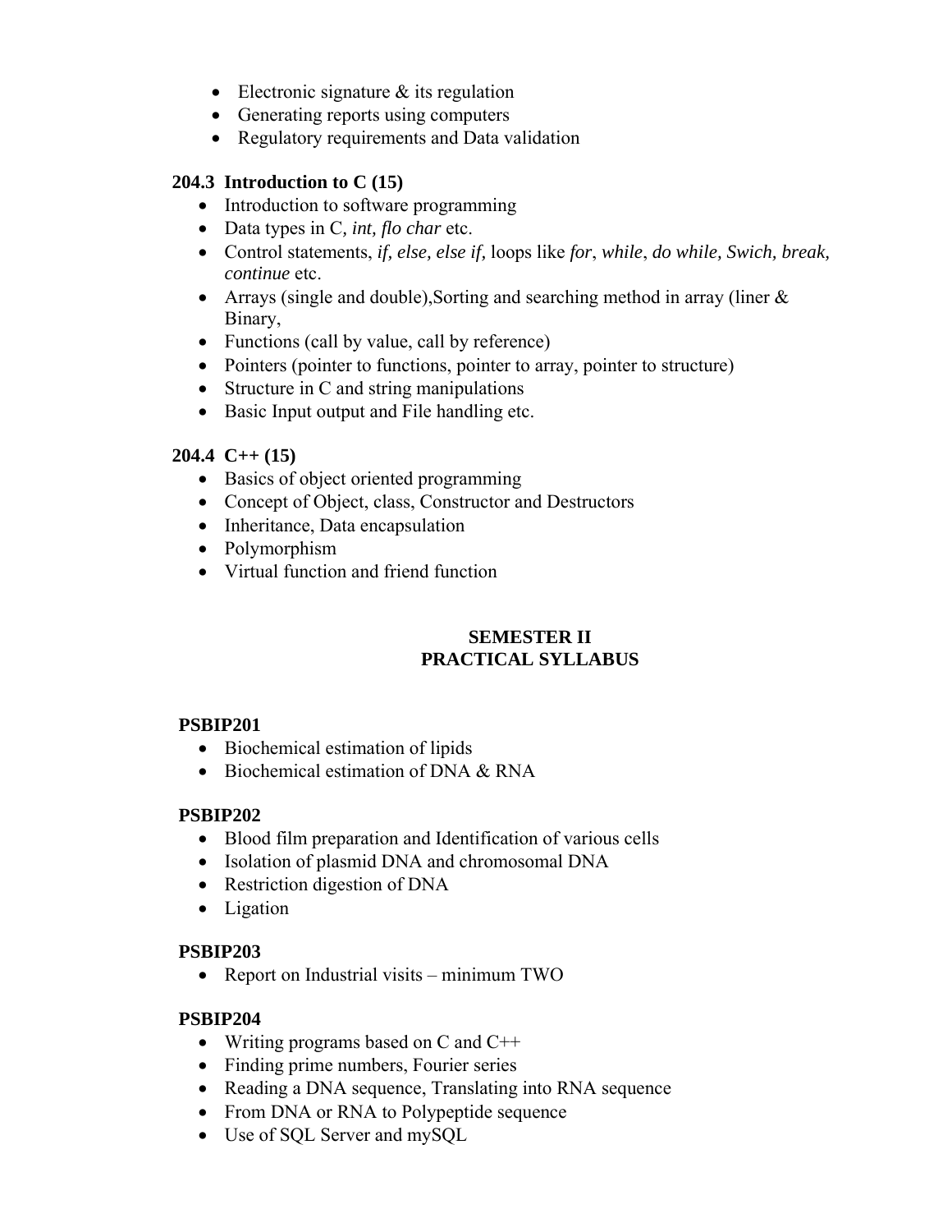- Electronic signature & its regulation
- Generating reports using computers
- Regulatory requirements and Data validation

**204.3 Introduction to C (15)**

- Introduction to software programming
- Data types in C*, int, flo char* etc.
- Control statements, *if, else, else if,* loops like *for*, *while*, *do while, Swich, break, continue* etc.
- Arrays (single and double),Sorting and searching method in array (liner & Binary,
- Functions (call by value, call by reference)
- Pointers (pointer to functions, pointer to array, pointer to structure)
- Structure in C and string manipulations
- Basic Input output and File handling etc.

**204.4 C++ (15)**

- Basics of object oriented programming
- Concept of Object, class, Constructor and Destructors
- Inheritance, Data encapsulation
- Polymorphism
- Virtual function and friend function

## SEMESTER II
## PRACTICAL SYLLABUS

**PSBIP201**

- Biochemical estimation of lipids
- Biochemical estimation of DNA & RNA

**PSBIP202**

- Blood film preparation and Identification of various cells
- Isolation of plasmid DNA and chromosomal DNA
- Restriction digestion of DNA
- Ligation

**PSBIP203**

- Report on Industrial visits – minimum TWO

**PSBIP204**

- Writing programs based on C and C++
- Finding prime numbers, Fourier series
- Reading a DNA sequence, Translating into RNA sequence
- From DNA or RNA to Polypeptide sequence
- Use of SQL Server and mySQL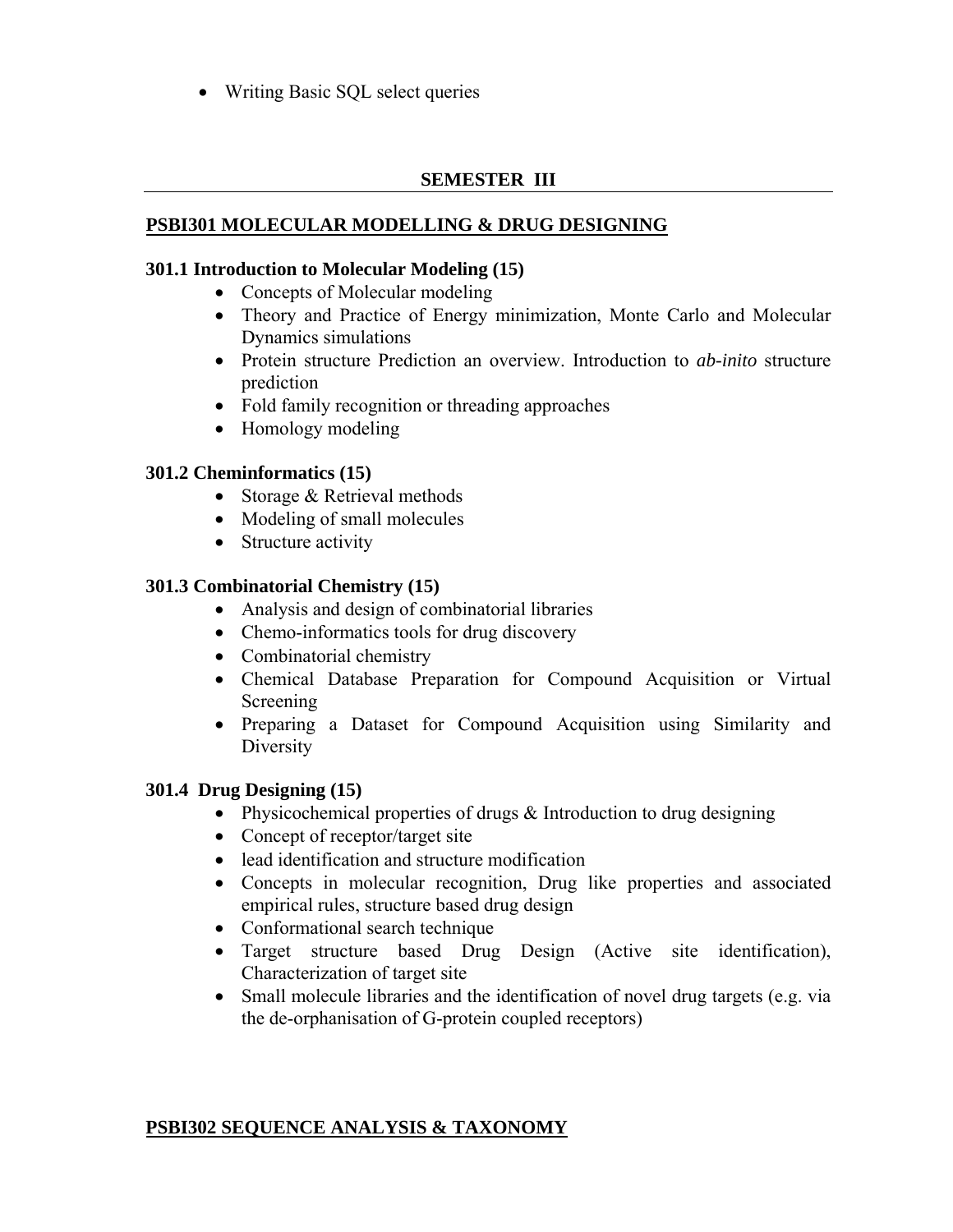- Writing Basic SQL select queries

---

## SEMESTER III

### PSBI301 MOLECULAR MODELLING & DRUG DESIGNING

**301.1 Introduction to Molecular Modeling (15)**

- Concepts of Molecular modeling
- Theory and Practice of Energy minimization, Monte Carlo and Molecular Dynamics simulations
- Protein structure Prediction an overview. Introduction to *ab-inito* structure prediction
- Fold family recognition or threading approaches
- Homology modeling

**301.2 Cheminformatics (15)**

- Storage & Retrieval methods
- Modeling of small molecules
- Structure activity

**301.3 Combinatorial Chemistry (15)**

- Analysis and design of combinatorial libraries
- Chemo-informatics tools for drug discovery
- Combinatorial chemistry
- Chemical Database Preparation for Compound Acquisition or Virtual Screening
- Preparing a Dataset for Compound Acquisition using Similarity and Diversity

**301.4 Drug Designing (15)**

- Physicochemical properties of drugs & Introduction to drug designing
- Concept of receptor/target site
- lead identification and structure modification
- Concepts in molecular recognition, Drug like properties and associated empirical rules, structure based drug design
- Conformational search technique
- Target structure based Drug Design (Active site identification), Characterization of target site
- Small molecule libraries and the identification of novel drug targets (e.g. via the de-orphanisation of G-protein coupled receptors)

### PSBI302 SEQUENCE ANALYSIS & TAXONOMY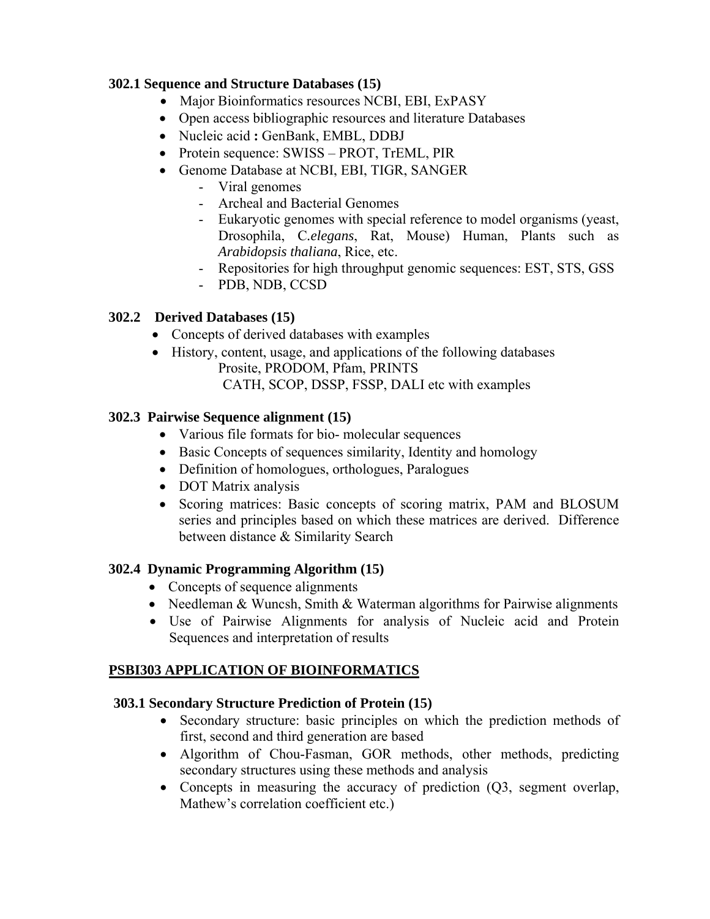### 302.1 Sequence and Structure Databases (15)

- Major Bioinformatics resources NCBI, EBI, ExPASY
- Open access bibliographic resources and literature Databases
- Nucleic acid **:** GenBank, EMBL, DDBJ
- Protein sequence: SWISS – PROT, TrEML, PIR
- Genome Database at NCBI, EBI, TIGR, SANGER
  - Viral genomes
  - Archeal and Bacterial Genomes
  - Eukaryotic genomes with special reference to model organisms (yeast, Drosophila, C.*elegans*, Rat, Mouse) Human, Plants such as *Arabidopsis thaliana*, Rice, etc.
  - Repositories for high throughput genomic sequences: EST, STS, GSS
  - PDB, NDB, CCSD

### 302.2 Derived Databases (15)

- Concepts of derived databases with examples
- History, content, usage, and applications of the following databases
  Prosite, PRODOM, Pfam, PRINTS
  CATH, SCOP, DSSP, FSSP, DALI etc with examples

### 302.3 Pairwise Sequence alignment (15)

- Various file formats for bio- molecular sequences
- Basic Concepts of sequences similarity, Identity and homology
- Definition of homologues, orthologues, Paralogues
- DOT Matrix analysis
- Scoring matrices: Basic concepts of scoring matrix, PAM and BLOSUM series and principles based on which these matrices are derived. Difference between distance & Similarity Search

### 302.4 Dynamic Programming Algorithm (15)

- Concepts of sequence alignments
- Needleman & Wuncsh, Smith & Waterman algorithms for Pairwise alignments
- Use of Pairwise Alignments for analysis of Nucleic acid and Protein Sequences and interpretation of results

## PSBI303 APPLICATION OF BIOINFORMATICS

### 303.1 Secondary Structure Prediction of Protein (15)

- Secondary structure: basic principles on which the prediction methods of first, second and third generation are based
- Algorithm of Chou-Fasman, GOR methods, other methods, predicting secondary structures using these methods and analysis
- Concepts in measuring the accuracy of prediction (Q3, segment overlap, Mathew's correlation coefficient etc.)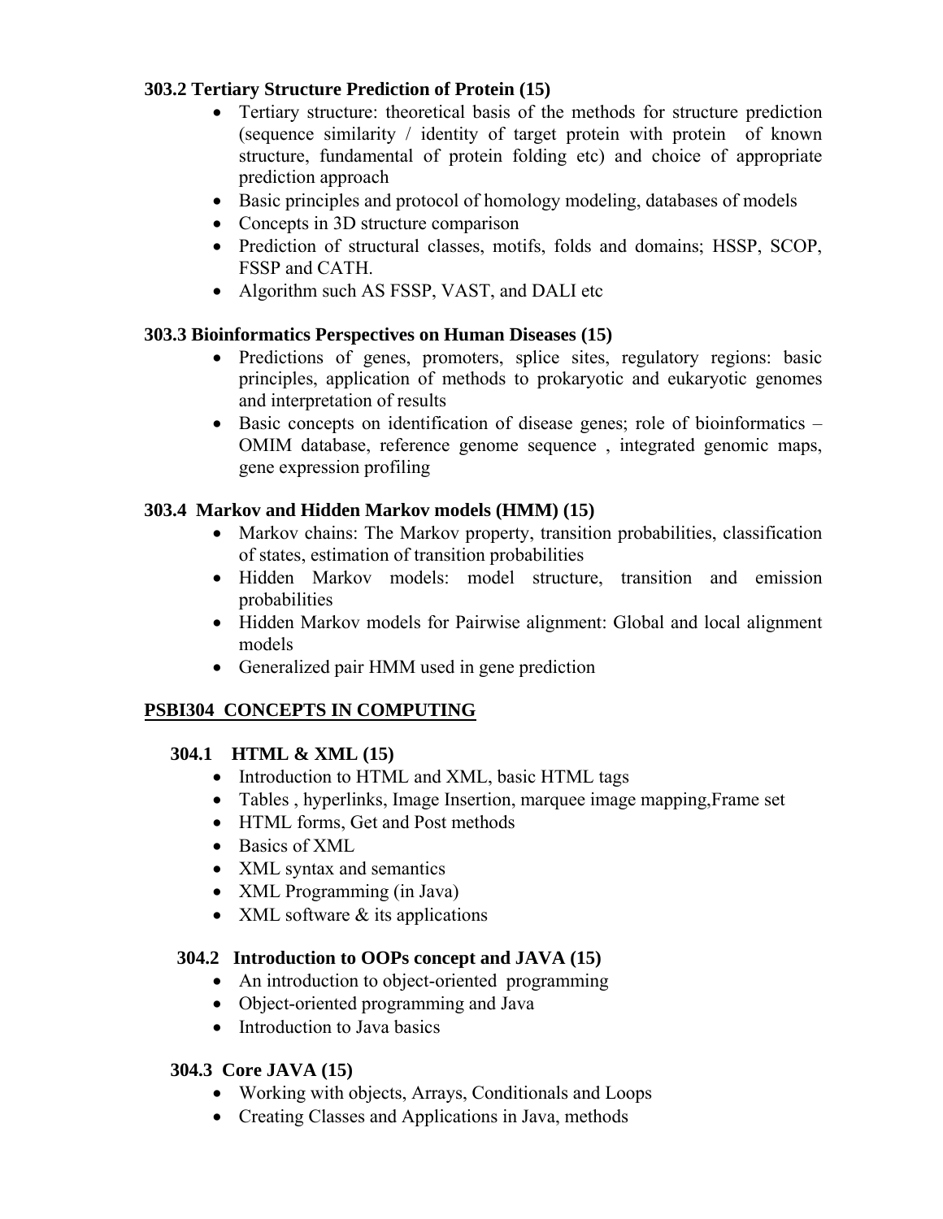### 303.2 Tertiary Structure Prediction of Protein (15)

- Tertiary structure: theoretical basis of the methods for structure prediction (sequence similarity / identity of target protein with protein of known structure, fundamental of protein folding etc) and choice of appropriate prediction approach
- Basic principles and protocol of homology modeling, databases of models
- Concepts in 3D structure comparison
- Prediction of structural classes, motifs, folds and domains; HSSP, SCOP, FSSP and CATH.
- Algorithm such AS FSSP, VAST, and DALI etc

### 303.3 Bioinformatics Perspectives on Human Diseases (15)

- Predictions of genes, promoters, splice sites, regulatory regions: basic principles, application of methods to prokaryotic and eukaryotic genomes and interpretation of results
- Basic concepts on identification of disease genes; role of bioinformatics – OMIM database, reference genome sequence , integrated genomic maps, gene expression profiling

### 303.4 Markov and Hidden Markov models (HMM) (15)

- Markov chains: The Markov property, transition probabilities, classification of states, estimation of transition probabilities
- Hidden Markov models: model structure, transition and emission probabilities
- Hidden Markov models for Pairwise alignment: Global and local alignment models
- Generalized pair HMM used in gene prediction

## PSBI304 CONCEPTS IN COMPUTING

### 304.1 HTML & XML (15)

- Introduction to HTML and XML, basic HTML tags
- Tables , hyperlinks, Image Insertion, marquee image mapping,Frame set
- HTML forms, Get and Post methods
- Basics of XML
- XML syntax and semantics
- XML Programming (in Java)
- XML software & its applications

### 304.2 Introduction to OOPs concept and JAVA (15)

- An introduction to object-oriented programming
- Object-oriented programming and Java
- Introduction to Java basics

### 304.3 Core JAVA (15)

- Working with objects, Arrays, Conditionals and Loops
- Creating Classes and Applications in Java, methods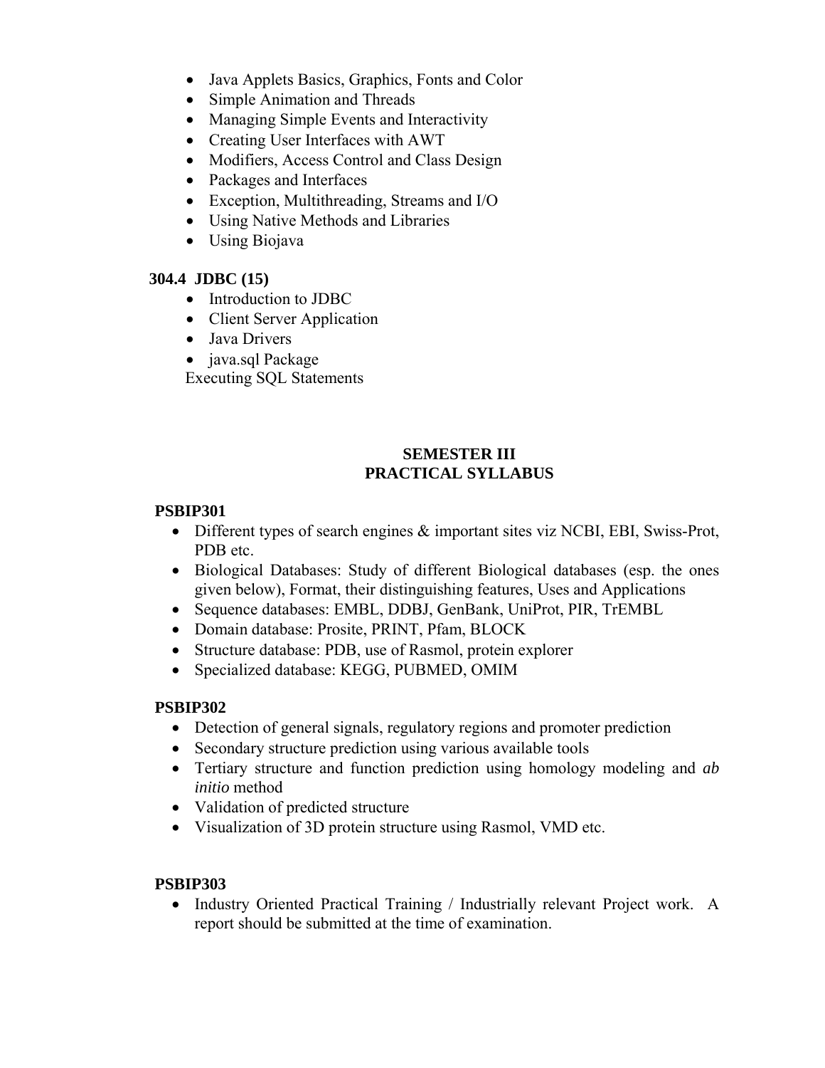- Java Applets Basics, Graphics, Fonts and Color
- Simple Animation and Threads
- Managing Simple Events and Interactivity
- Creating User Interfaces with AWT
- Modifiers, Access Control and Class Design
- Packages and Interfaces
- Exception, Multithreading, Streams and I/O
- Using Native Methods and Libraries
- Using Biojava

**304.4 JDBC (15)**

- Introduction to JDBC
- Client Server Application
- Java Drivers
- java.sql Package

Executing SQL Statements

**SEMESTER III**
**PRACTICAL SYLLABUS**

**PSBIP301**

- Different types of search engines & important sites viz NCBI, EBI, Swiss-Prot, PDB etc.
- Biological Databases: Study of different Biological databases (esp. the ones given below), Format, their distinguishing features, Uses and Applications
- Sequence databases: EMBL, DDBJ, GenBank, UniProt, PIR, TrEMBL
- Domain database: Prosite, PRINT, Pfam, BLOCK
- Structure database: PDB, use of Rasmol, protein explorer
- Specialized database: KEGG, PUBMED, OMIM

**PSBIP302**

- Detection of general signals, regulatory regions and promoter prediction
- Secondary structure prediction using various available tools
- Tertiary structure and function prediction using homology modeling and *ab initio* method
- Validation of predicted structure
- Visualization of 3D protein structure using Rasmol, VMD etc.

**PSBIP303**

- Industry Oriented Practical Training / Industrially relevant Project work. A report should be submitted at the time of examination.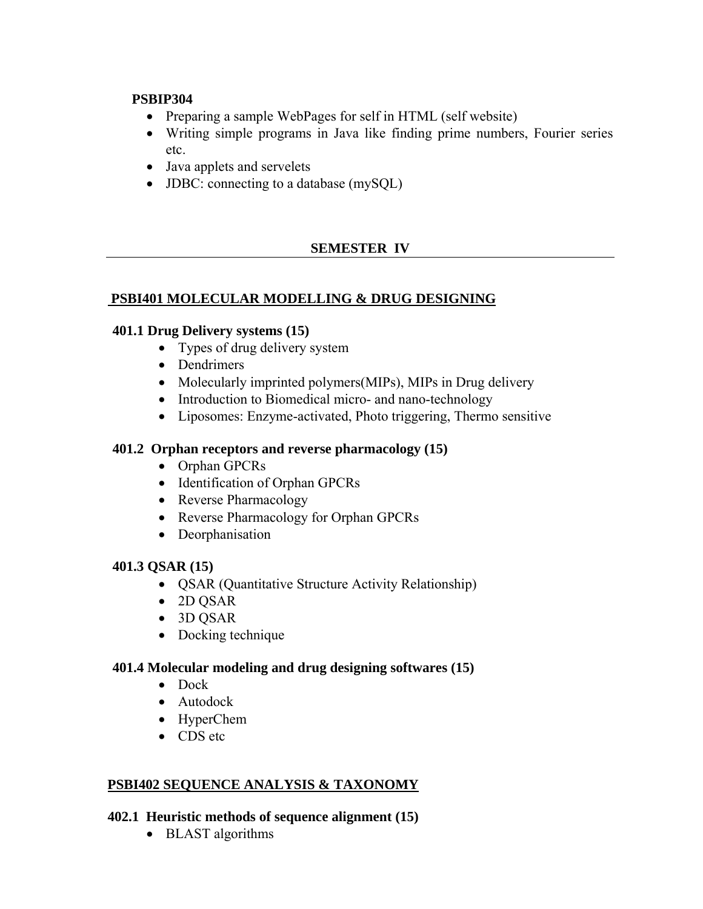**PSBIP304**

- Preparing a sample WebPages for self in HTML (self website)
- Writing simple programs in Java like finding prime numbers, Fourier series etc.
- Java applets and servelets
- JDBC: connecting to a database (mySQL)

## SEMESTER IV

### PSBI401 MOLECULAR MODELLING & DRUG DESIGNING

**401.1 Drug Delivery systems (15)**

- Types of drug delivery system
- Dendrimers
- Molecularly imprinted polymers(MIPs), MIPs in Drug delivery
- Introduction to Biomedical micro- and nano-technology
- Liposomes: Enzyme-activated, Photo triggering, Thermo sensitive

**401.2 Orphan receptors and reverse pharmacology (15)**

- Orphan GPCRs
- Identification of Orphan GPCRs
- Reverse Pharmacology
- Reverse Pharmacology for Orphan GPCRs
- Deorphanisation

**401.3 QSAR (15)**

- QSAR (Quantitative Structure Activity Relationship)
- 2D QSAR
- 3D QSAR
- Docking technique

**401.4 Molecular modeling and drug designing softwares (15)**

- Dock
- Autodock
- HyperChem
- CDS etc

### PSBI402 SEQUENCE ANALYSIS & TAXONOMY

**402.1 Heuristic methods of sequence alignment (15)**

- BLAST algorithms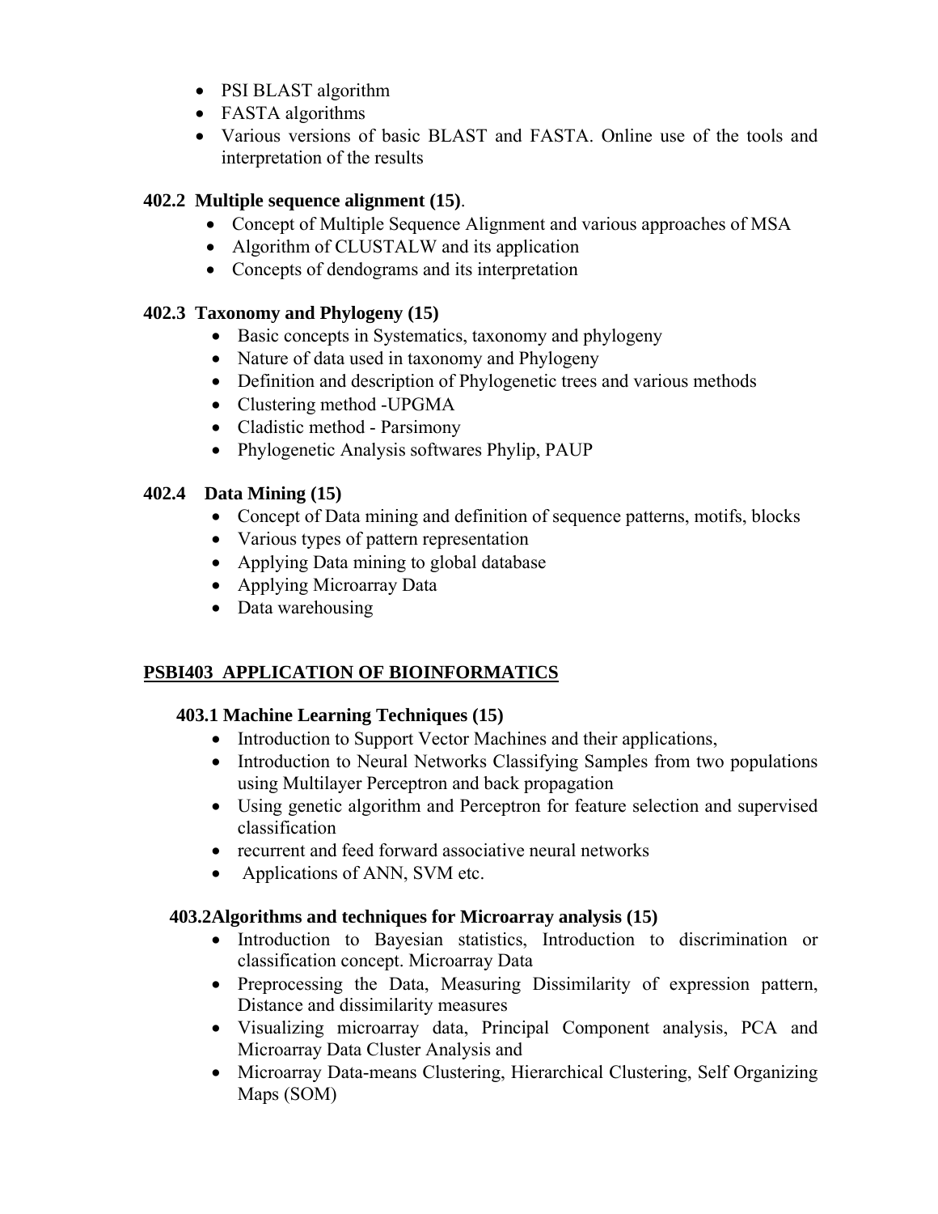- PSI BLAST algorithm
- FASTA algorithms
- Various versions of basic BLAST and FASTA. Online use of the tools and interpretation of the results

### 402.2 Multiple sequence alignment (15).

- Concept of Multiple Sequence Alignment and various approaches of MSA
- Algorithm of CLUSTALW and its application
- Concepts of dendograms and its interpretation

### 402.3 Taxonomy and Phylogeny (15)

- Basic concepts in Systematics, taxonomy and phylogeny
- Nature of data used in taxonomy and Phylogeny
- Definition and description of Phylogenetic trees and various methods
- Clustering method -UPGMA
- Cladistic method - Parsimony
- Phylogenetic Analysis softwares Phylip, PAUP

### 402.4 Data Mining (15)

- Concept of Data mining and definition of sequence patterns, motifs, blocks
- Various types of pattern representation
- Applying Data mining to global database
- Applying Microarray Data
- Data warehousing

## PSBI403 APPLICATION OF BIOINFORMATICS

### 403.1 Machine Learning Techniques (15)

- Introduction to Support Vector Machines and their applications,
- Introduction to Neural Networks Classifying Samples from two populations using Multilayer Perceptron and back propagation
- Using genetic algorithm and Perceptron for feature selection and supervised classification
- recurrent and feed forward associative neural networks
- Applications of ANN, SVM etc.

### 403.2Algorithms and techniques for Microarray analysis (15)

- Introduction to Bayesian statistics, Introduction to discrimination or classification concept. Microarray Data
- Preprocessing the Data, Measuring Dissimilarity of expression pattern, Distance and dissimilarity measures
- Visualizing microarray data, Principal Component analysis, PCA and Microarray Data Cluster Analysis and
- Microarray Data-means Clustering, Hierarchical Clustering, Self Organizing Maps (SOM)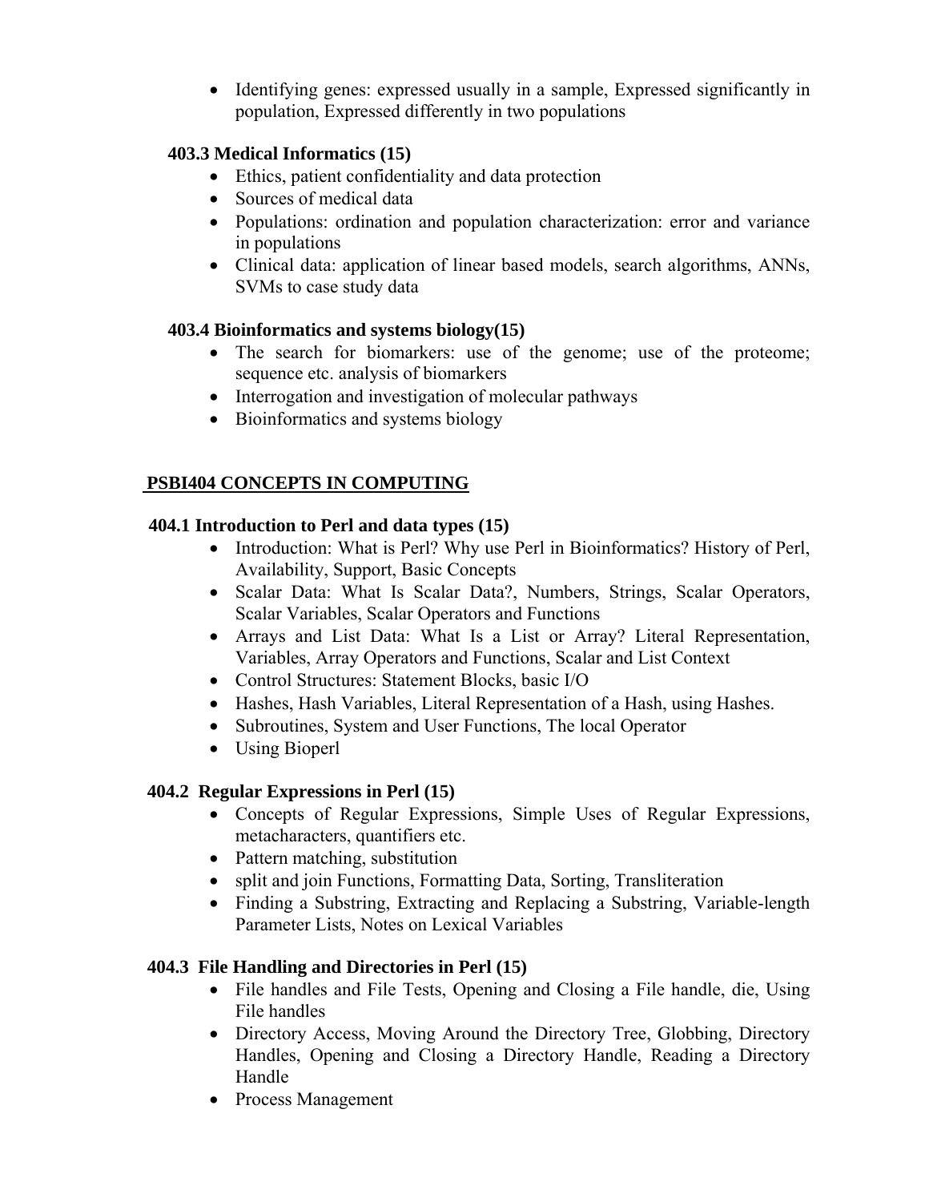- Identifying genes: expressed usually in a sample, Expressed significantly in population, Expressed differently in two populations

### 403.3 Medical Informatics (15)

- Ethics, patient confidentiality and data protection
- Sources of medical data
- Populations: ordination and population characterization: error and variance in populations
- Clinical data: application of linear based models, search algorithms, ANNs, SVMs to case study data

### 403.4 Bioinformatics and systems biology(15)

- The search for biomarkers: use of the genome; use of the proteome; sequence etc. analysis of biomarkers
- Interrogation and investigation of molecular pathways
- Bioinformatics and systems biology

## PSBI404 CONCEPTS IN COMPUTING

### 404.1 Introduction to Perl and data types (15)

- Introduction: What is Perl? Why use Perl in Bioinformatics? History of Perl, Availability, Support, Basic Concepts
- Scalar Data: What Is Scalar Data?, Numbers, Strings, Scalar Operators, Scalar Variables, Scalar Operators and Functions
- Arrays and List Data: What Is a List or Array? Literal Representation, Variables, Array Operators and Functions, Scalar and List Context
- Control Structures: Statement Blocks, basic I/O
- Hashes, Hash Variables, Literal Representation of a Hash, using Hashes.
- Subroutines, System and User Functions, The local Operator
- Using Bioperl

### 404.2 Regular Expressions in Perl (15)

- Concepts of Regular Expressions, Simple Uses of Regular Expressions, metacharacters, quantifiers etc.
- Pattern matching, substitution
- split and join Functions, Formatting Data, Sorting, Transliteration
- Finding a Substring, Extracting and Replacing a Substring, Variable-length Parameter Lists, Notes on Lexical Variables

### 404.3 File Handling and Directories in Perl (15)

- File handles and File Tests, Opening and Closing a File handle, die, Using File handles
- Directory Access, Moving Around the Directory Tree, Globbing, Directory Handles, Opening and Closing a Directory Handle, Reading a Directory Handle
- Process Management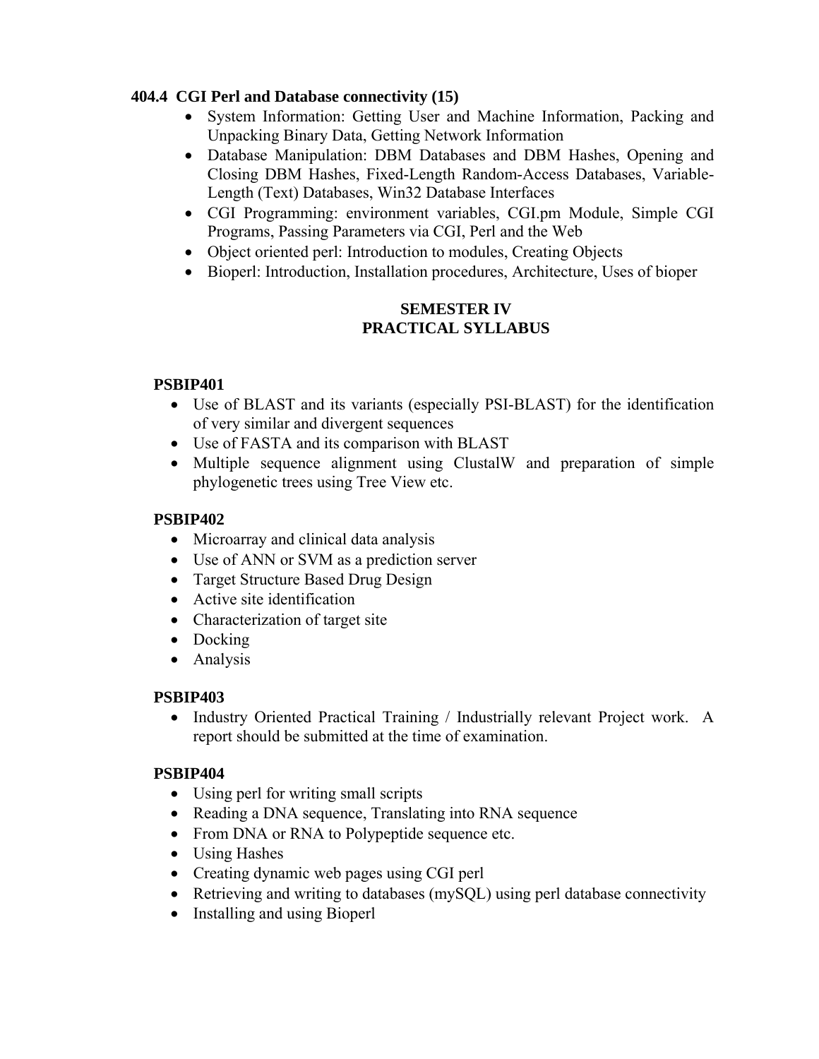### 404.4 CGI Perl and Database connectivity (15)

- System Information: Getting User and Machine Information, Packing and Unpacking Binary Data, Getting Network Information
- Database Manipulation: DBM Databases and DBM Hashes, Opening and Closing DBM Hashes, Fixed-Length Random-Access Databases, Variable-Length (Text) Databases, Win32 Database Interfaces
- CGI Programming: environment variables, CGI.pm Module, Simple CGI Programs, Passing Parameters via CGI, Perl and the Web
- Object oriented perl: Introduction to modules, Creating Objects
- Bioperl: Introduction, Installation procedures, Architecture, Uses of bioper

## SEMESTER IV
## PRACTICAL SYLLABUS

**PSBIP401**

- Use of BLAST and its variants (especially PSI-BLAST) for the identification of very similar and divergent sequences
- Use of FASTA and its comparison with BLAST
- Multiple sequence alignment using ClustalW and preparation of simple phylogenetic trees using Tree View etc.

**PSBIP402**

- Microarray and clinical data analysis
- Use of ANN or SVM as a prediction server
- Target Structure Based Drug Design
- Active site identification
- Characterization of target site
- Docking
- Analysis

**PSBIP403**

- Industry Oriented Practical Training / Industrially relevant Project work. A report should be submitted at the time of examination.

**PSBIP404**

- Using perl for writing small scripts
- Reading a DNA sequence, Translating into RNA sequence
- From DNA or RNA to Polypeptide sequence etc.
- Using Hashes
- Creating dynamic web pages using CGI perl
- Retrieving and writing to databases (mySQL) using perl database connectivity
- Installing and using Bioperl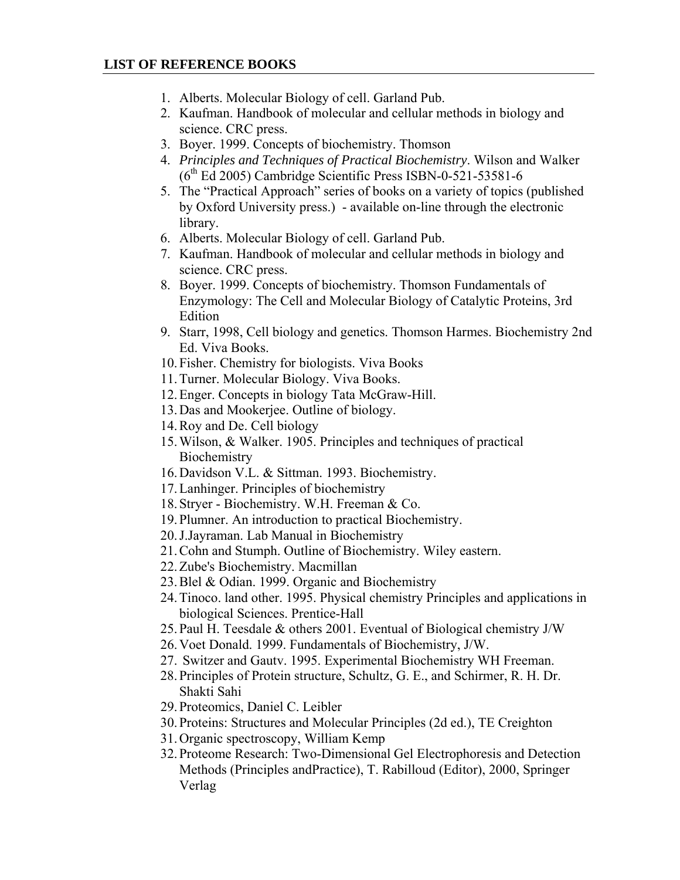## LIST OF REFERENCE BOOKS

1. Alberts. Molecular Biology of cell. Garland Pub.
2. Kaufman. Handbook of molecular and cellular methods in biology and science. CRC press.
3. Boyer. 1999. Concepts of biochemistry. Thomson
4. *Principles and Techniques of Practical Biochemistry*. Wilson and Walker (6th Ed 2005) Cambridge Scientific Press ISBN-0-521-53581-6
5. The "Practical Approach" series of books on a variety of topics (published by Oxford University press.) - available on-line through the electronic library.
6. Alberts. Molecular Biology of cell. Garland Pub.
7. Kaufman. Handbook of molecular and cellular methods in biology and science. CRC press.
8. Boyer. 1999. Concepts of biochemistry. Thomson Fundamentals of Enzymology: The Cell and Molecular Biology of Catalytic Proteins, 3rd Edition
9. Starr, 1998, Cell biology and genetics. Thomson Harmes. Biochemistry 2nd Ed. Viva Books.
10. Fisher. Chemistry for biologists. Viva Books
11. Turner. Molecular Biology. Viva Books.
12. Enger. Concepts in biology Tata McGraw-Hill.
13. Das and Mookerjee. Outline of biology.
14. Roy and De. Cell biology
15. Wilson, & Walker. 1905. Principles and techniques of practical Biochemistry
16. Davidson V.L. & Sittman. 1993. Biochemistry.
17. Lanhinger. Principles of biochemistry
18. Stryer - Biochemistry. W.H. Freeman & Co.
19. Plumner. An introduction to practical Biochemistry.
20. J.Jayraman. Lab Manual in Biochemistry
21. Cohn and Stumph. Outline of Biochemistry. Wiley eastern.
22. Zube's Biochemistry. Macmillan
23. Blel & Odian. 1999. Organic and Biochemistry
24. Tinoco. land other. 1995. Physical chemistry Principles and applications in biological Sciences. Prentice-Hall
25. Paul H. Teesdale & others 2001. Eventual of Biological chemistry J/W
26. Voet Donald. 1999. Fundamentals of Biochemistry, J/W.
27. Switzer and Gautv. 1995. Experimental Biochemistry WH Freeman.
28. Principles of Protein structure, Schultz, G. E., and Schirmer, R. H. Dr. Shakti Sahi
29. Proteomics, Daniel C. Leibler
30. Proteins: Structures and Molecular Principles (2d ed.), TE Creighton
31. Organic spectroscopy, William Kemp
32. Proteome Research: Two-Dimensional Gel Electrophoresis and Detection Methods (Principles andPractice), T. Rabilloud (Editor), 2000, Springer Verlag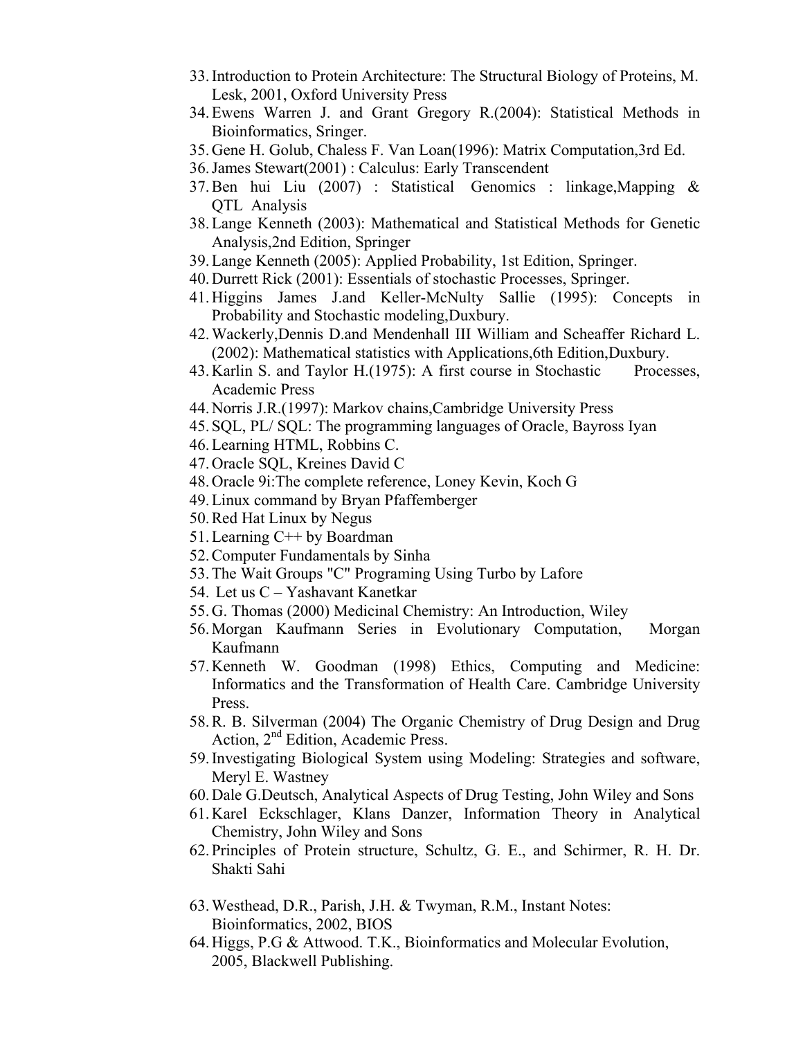33. Introduction to Protein Architecture: The Structural Biology of Proteins, M. Lesk, 2001, Oxford University Press
34. Ewens Warren J. and Grant Gregory R.(2004): Statistical Methods in Bioinformatics, Sringer.
35. Gene H. Golub, Chaless F. Van Loan(1996): Matrix Computation,3rd Ed.
36. James Stewart(2001) : Calculus: Early Transcendent
37. Ben hui Liu (2007) : Statistical Genomics : linkage,Mapping & QTL Analysis
38. Lange Kenneth (2003): Mathematical and Statistical Methods for Genetic Analysis,2nd Edition, Springer
39. Lange Kenneth (2005): Applied Probability, 1st Edition, Springer.
40. Durrett Rick (2001): Essentials of stochastic Processes, Springer.
41. Higgins James J.and Keller-McNulty Sallie (1995): Concepts in Probability and Stochastic modeling,Duxbury.
42. Wackerly,Dennis D.and Mendenhall III William and Scheaffer Richard L.(2002): Mathematical statistics with Applications,6th Edition,Duxbury.
43. Karlin S. and Taylor H.(1975): A first course in Stochastic Processes, Academic Press
44. Norris J.R.(1997): Markov chains,Cambridge University Press
45. SQL, PL/ SQL: The programming languages of Oracle, Bayross Iyan
46. Learning HTML, Robbins C.
47. Oracle SQL, Kreines David C
48. Oracle 9i:The complete reference, Loney Kevin, Koch G
49. Linux command by Bryan Pfaffemberger
50. Red Hat Linux by Negus
51. Learning C++ by Boardman
52. Computer Fundamentals by Sinha
53. The Wait Groups "C" Programing Using Turbo by Lafore
54. Let us C – Yashavant Kanetkar
55. G. Thomas (2000) Medicinal Chemistry: An Introduction, Wiley
56. Morgan Kaufmann Series in Evolutionary Computation, Morgan Kaufmann
57. Kenneth W. Goodman (1998) Ethics, Computing and Medicine: Informatics and the Transformation of Health Care. Cambridge University Press.
58. R. B. Silverman (2004) The Organic Chemistry of Drug Design and Drug Action, 2nd Edition, Academic Press.
59. Investigating Biological System using Modeling: Strategies and software, Meryl E. Wastney
60. Dale G.Deutsch, Analytical Aspects of Drug Testing, John Wiley and Sons
61. Karel Eckschlager, Klans Danzer, Information Theory in Analytical Chemistry, John Wiley and Sons
62. Principles of Protein structure, Schultz, G. E., and Schirmer, R. H. Dr. Shakti Sahi
63. Westhead, D.R., Parish, J.H. & Twyman, R.M., Instant Notes: Bioinformatics, 2002, BIOS
64. Higgs, P.G & Attwood. T.K., Bioinformatics and Molecular Evolution, 2005, Blackwell Publishing.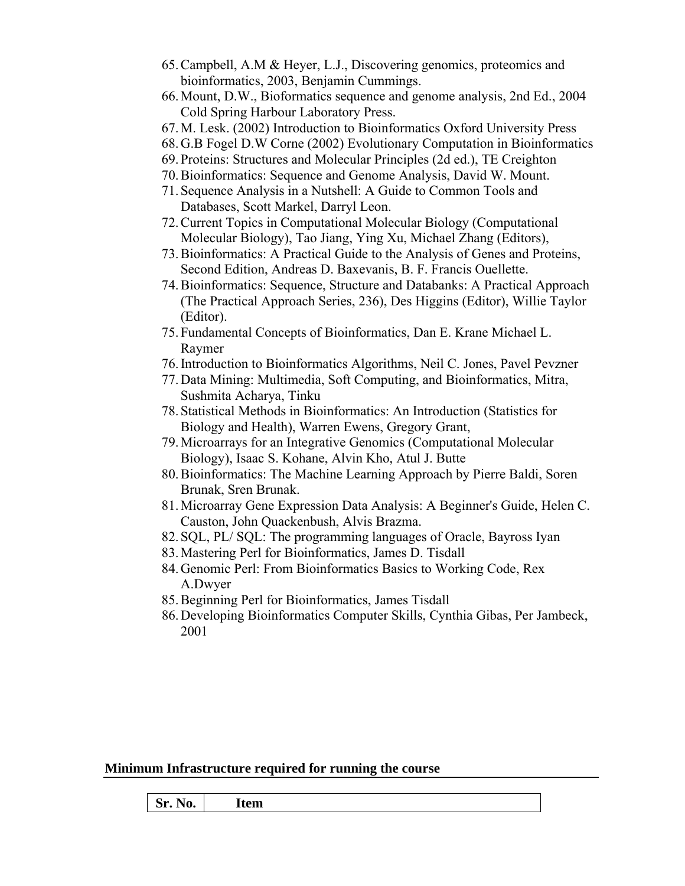65. Campbell, A.M & Heyer, L.J., Discovering genomics, proteomics and bioinformatics, 2003, Benjamin Cummings.
66. Mount, D.W., Bioformatics sequence and genome analysis, 2nd Ed., 2004 Cold Spring Harbour Laboratory Press.
67. M. Lesk. (2002) Introduction to Bioinformatics Oxford University Press
68. G.B Fogel D.W Corne (2002) Evolutionary Computation in Bioinformatics
69. Proteins: Structures and Molecular Principles (2d ed.), TE Creighton
70. Bioinformatics: Sequence and Genome Analysis, David W. Mount.
71. Sequence Analysis in a Nutshell: A Guide to Common Tools and Databases, Scott Markel, Darryl Leon.
72. Current Topics in Computational Molecular Biology (Computational Molecular Biology), Tao Jiang, Ying Xu, Michael Zhang (Editors),
73. Bioinformatics: A Practical Guide to the Analysis of Genes and Proteins, Second Edition, Andreas D. Baxevanis, B. F. Francis Ouellette.
74. Bioinformatics: Sequence, Structure and Databanks: A Practical Approach (The Practical Approach Series, 236), Des Higgins (Editor), Willie Taylor (Editor).
75. Fundamental Concepts of Bioinformatics, Dan E. Krane Michael L. Raymer
76. Introduction to Bioinformatics Algorithms, Neil C. Jones, Pavel Pevzner
77. Data Mining: Multimedia, Soft Computing, and Bioinformatics, Mitra, Sushmita Acharya, Tinku
78. Statistical Methods in Bioinformatics: An Introduction (Statistics for Biology and Health), Warren Ewens, Gregory Grant,
79. Microarrays for an Integrative Genomics (Computational Molecular Biology), Isaac S. Kohane, Alvin Kho, Atul J. Butte
80. Bioinformatics: The Machine Learning Approach by Pierre Baldi, Soren Brunak, Sren Brunak.
81. Microarray Gene Expression Data Analysis: A Beginner's Guide, Helen C. Causton, John Quackenbush, Alvis Brazma.
82. SQL, PL/ SQL: The programming languages of Oracle, Bayross Iyan
83. Mastering Perl for Bioinformatics, James D. Tisdall
84. Genomic Perl: From Bioinformatics Basics to Working Code, Rex A.Dwyer
85. Beginning Perl for Bioinformatics, James Tisdall
86. Developing Bioinformatics Computer Skills, Cynthia Gibas, Per Jambeck, 2001

## Minimum Infrastructure required for running the course

| Sr. No. | Item |
|---|---|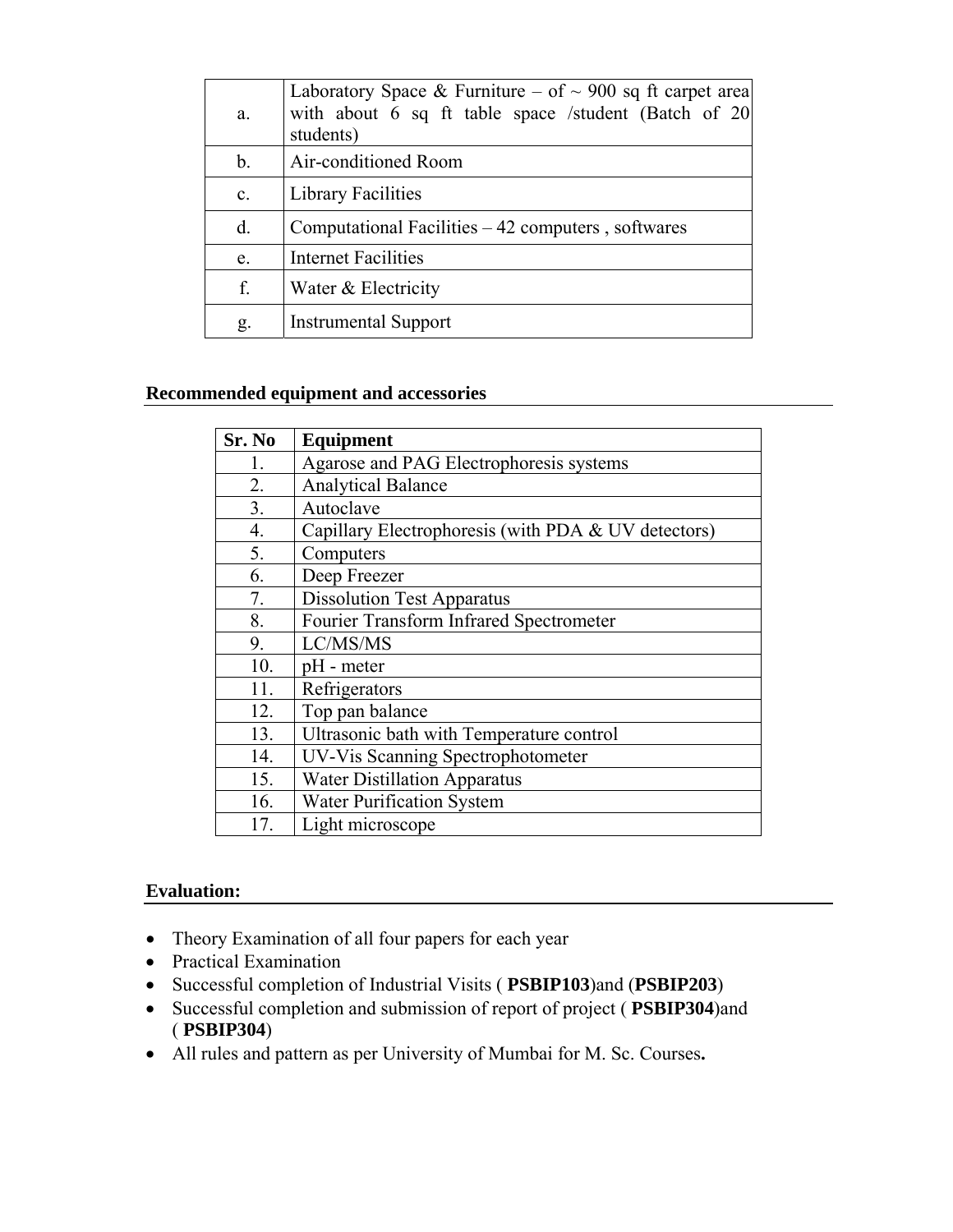| | |
|---|---|
| a. | Laboratory Space & Furniture – of ~ 900 sq ft carpet area with about 6 sq ft table space /student (Batch of 20 students) |
| b. | Air-conditioned Room |
| c. | Library Facilities |
| d. | Computational Facilities – 42 computers , softwares |
| e. | Internet Facilities |
| f. | Water & Electricity |
| g. | Instrumental Support |

**Recommended equipment and accessories**

| Sr. No | Equipment |
|---|---|
| 1. | Agarose and PAG Electrophoresis systems |
| 2. | Analytical Balance |
| 3. | Autoclave |
| 4. | Capillary Electrophoresis (with PDA & UV detectors) |
| 5. | Computers |
| 6. | Deep Freezer |
| 7. | Dissolution Test Apparatus |
| 8. | Fourier Transform Infrared Spectrometer |
| 9. | LC/MS/MS |
| 10. | pH - meter |
| 11. | Refrigerators |
| 12. | Top pan balance |
| 13. | Ultrasonic bath with Temperature control |
| 14. | UV-Vis Scanning Spectrophotometer |
| 15. | Water Distillation Apparatus |
| 16. | Water Purification System |
| 17. | Light microscope |

**Evaluation:**

- Theory Examination of all four papers for each year
- Practical Examination
- Successful completion of Industrial Visits ( **PSBIP103**)and (**PSBIP203**)
- Successful completion and submission of report of project ( **PSBIP304**)and ( **PSBIP304**)
- All rules and pattern as per University of Mumbai for M. Sc. Courses**.**